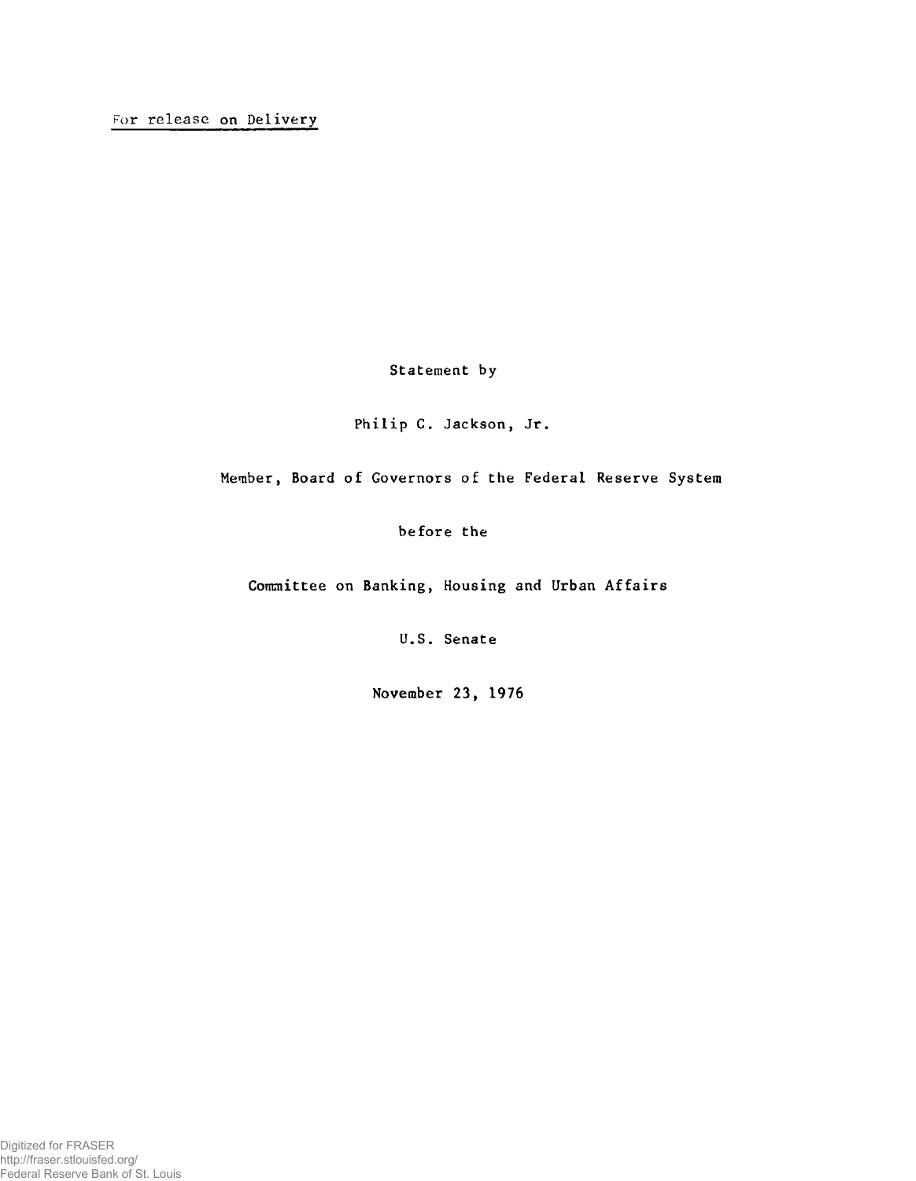For release on Delivery

Statement by

Philip C. Jackson, Jr.

Member, Board of Governors of the Federal Reserve System

before the

Committee on Banking, Housing and Urban Affairs

U.S. Senate

November 23, 1976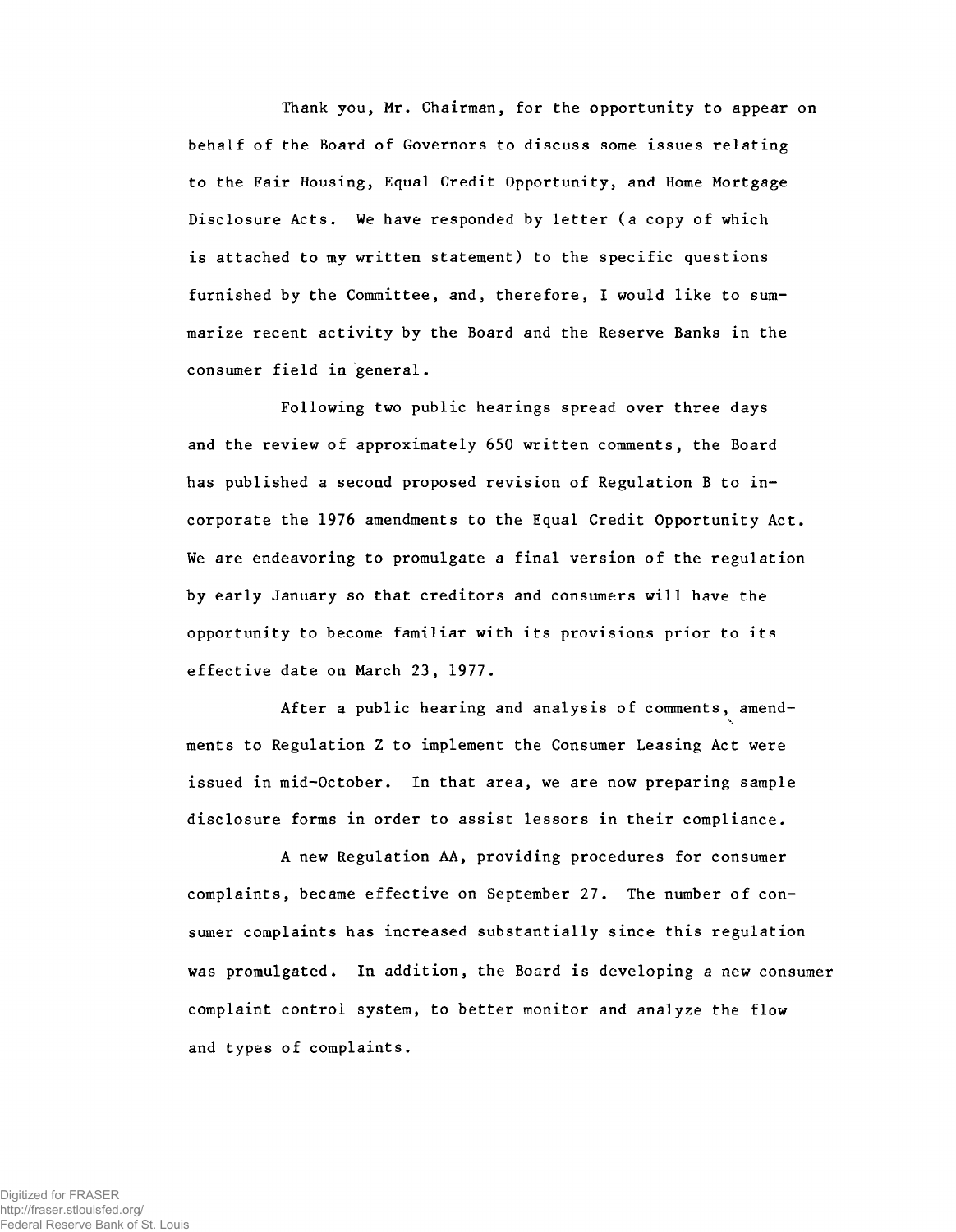Thank you, Mr. Chairman, for the opportunity to appear on behalf of the Board of Governors to discuss some issues relating to the Fair Housing, Equal Credit Opportunity, and Home Mortgage Disclosure Acts. We have responded by letter (a copy of which is attached to my written statement) to the specific questions furnished by the Committee, and, therefore, I would like to summarize recent activity by the Board and the Reserve Banks in the consumer field in general.

Following two public hearings spread over three days and the review of approximately 650 written comments, the Board has published a second proposed revision of Regulation B to incorporate the 1976 amendments to the Equal Credit Opportunity Act. We are endeavoring to promulgate a final version of the regulation by early January so that creditors and consumers will have the opportunity to become familiar with its provisions prior to its effective date on March 23, 1977.

After a public hearing and analysis of comments, amendments to Regulation Z to implement the Consumer Leasing Act were issued in mid-October. In that area, we are now preparing sample disclosure forms in order to assist lessors in their compliance.

A new Regulation AA, providing procedures for consumer complaints, became effective on September 27. The number of consumer complaints has increased substantially since this regulation was promulgated. In addition, the Board is developing a new consumer complaint control system, to better monitor and analyze the flow and types of complaints.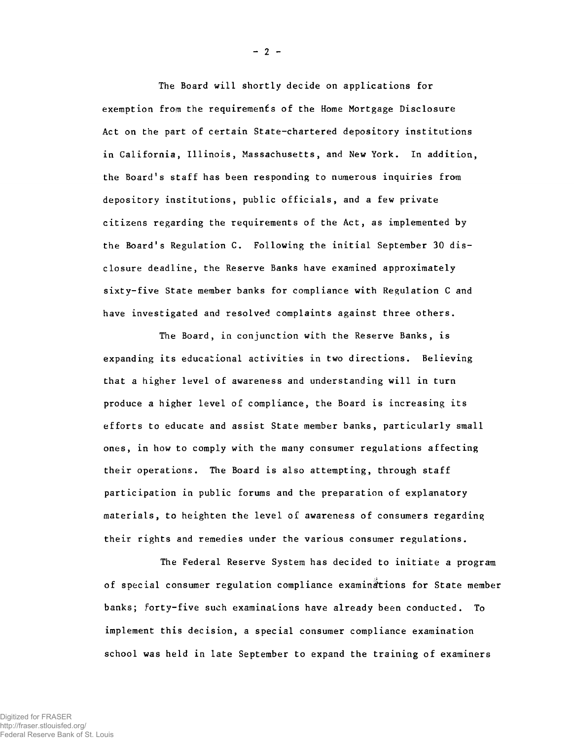The Board will shortly decide on applications for exemption from the requirements of the Home Mortgage Disclosure Act on the part of certain State-chartered depository institutions in California, Illinois, Massachusetts, and New York. In addition, the Board's staff has been responding to numerous inquiries from depository institutions, public officials, and a few private citizens regarding the requirements of the Act, as implemented by the Board's Regulation C. Following the initial September 30 disclosure deadline, the Reserve Banks have examined approximately sixty-five State member banks for compliance with Regulation C and have investigated and resolved complaints against three others.

The Board, in conjunction with the Reserve Banks, is expanding its educational activities in two directions. Believing that a higher level of awareness and understanding will in turn produce a higher level of compliance, the Board is increasing its efforts to educate and assist State member banks, particularly small ones, in how to comply with the many consumer regulations affecting their operations. The Board is also attempting, through staff participation in public forums and the preparation of explanatory materials, to heighten the level of awareness of consumers regarding their rights and remedies under the various consumer regulations.

The Federal Reserve System has decided to initiate a program of special consumer regulation compliance examinations for State member banks; forty-five such examinations have already been conducted. To implement this decision, a special consumer compliance examination school was held in late September to expand the training of examiners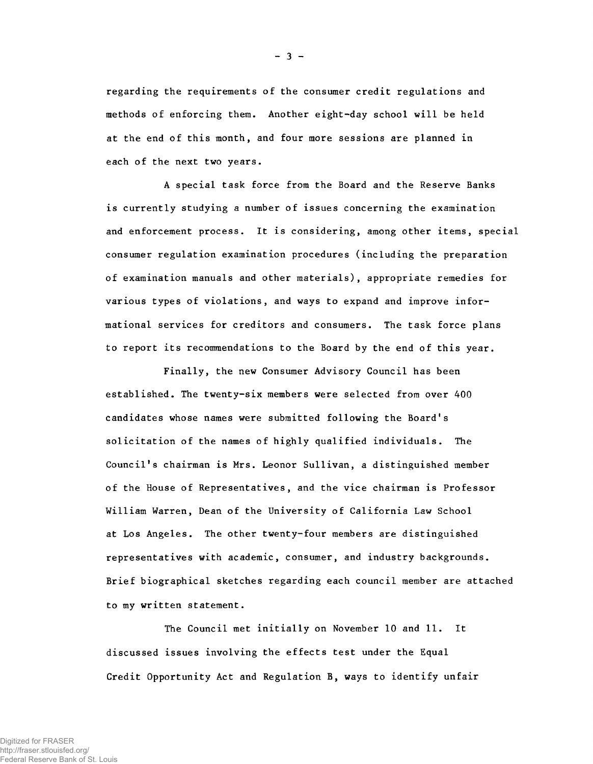regarding the requirements of the consumer credit regulations and methods of enforcing them. Another eight-day school will be held at the end of this month, and four more sessions are planned in each of the next two years.

A special task force from the Board and the Reserve Banks is currently studying a number of issues concerning the examination and enforcement process. It is considering, among other items, special consumer regulation examination procedures (including the preparation of examination manuals and other materials), appropriate remedies for various types of violations, and ways to expand and improve informational services for creditors and consumers. The task force plans to report its recommendations to the Board by the end of this year.

Finally, the new Consumer Advisory Council has been established. The twenty-six members were selected from over 400 candidates whose names were submitted following the Board's solicitation of the names of highly qualified individuals. The Council's chairman is Mrs. Leonor Sullivan, a distinguished member of the House of Representatives, and the vice chairman is Professor William Warren, Dean of the University of California Law School at Los Angeles. The other twenty-four members are distinguished representatives with academic, consumer, and industry backgrounds. Brief biographical sketches regarding each council member are attached to my written statement.

The Council met initially on November 10 and 11. It discussed issues involving the effects test under the Equal Credit Opportunity Act and Regulation B, ways to identify unfair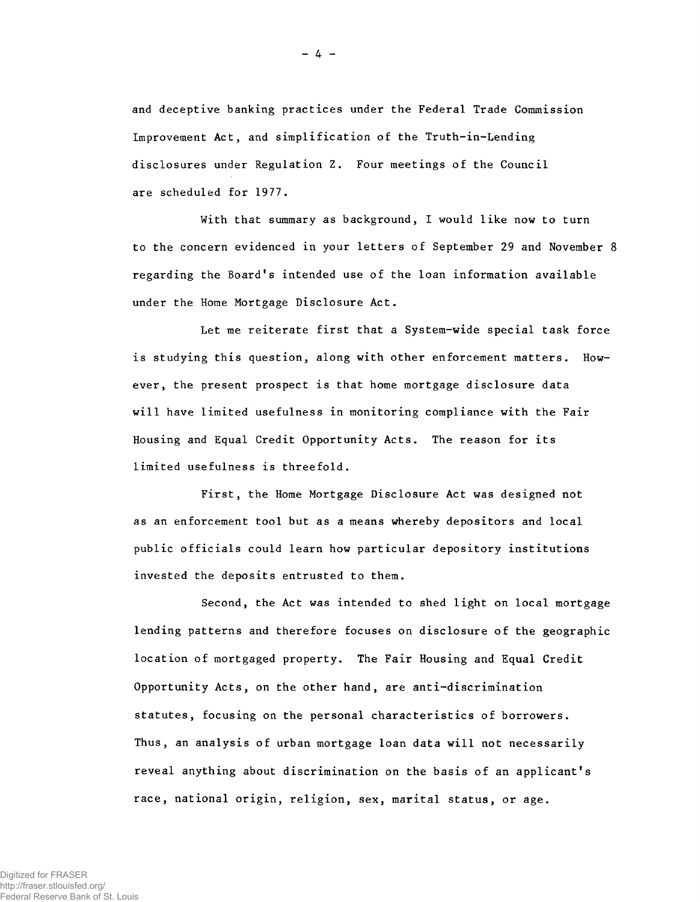and deceptive banking practices under the Federal Trade Commission Improvement Act, and simplification of the Truth-in-Lending disclosures under Regulation Z. Four meetings of the Council are scheduled for 1977.

With that summary as background, I would like now to turn to the concern evidenced in your letters of September 29 and November 8 regarding the Board's intended use of the loan information available under the Home Mortgage Disclosure Act.

Let me reiterate first that a System-wide special task force is studying this question, along with other enforcement matters. However, the present prospect is that home mortgage disclosure data will have limited usefulness in monitoring compliance with the Fair Housing and Equal Credit Opportunity Acts. The reason for its limited usefulness is threefold.

First, the Home Mortgage Disclosure Act was designed not as an enforcement tool but as a means whereby depositors and local public officials could learn how particular depository institutions invested the deposits entrusted to them.

Second, the Act was intended to shed light on local mortgage lending patterns and therefore focuses on disclosure of the geographic location of mortgaged property. The Fair Housing and Equal Credit Opportunity Acts, on the other hand, are anti-discrimination statutes, focusing on the personal characteristics of borrowers. Thus, an analysis of urban mortgage loan data will not necessarily reveal anything about discrimination on the basis of an applicant's race, national origin, religion, sex, marital status, or age.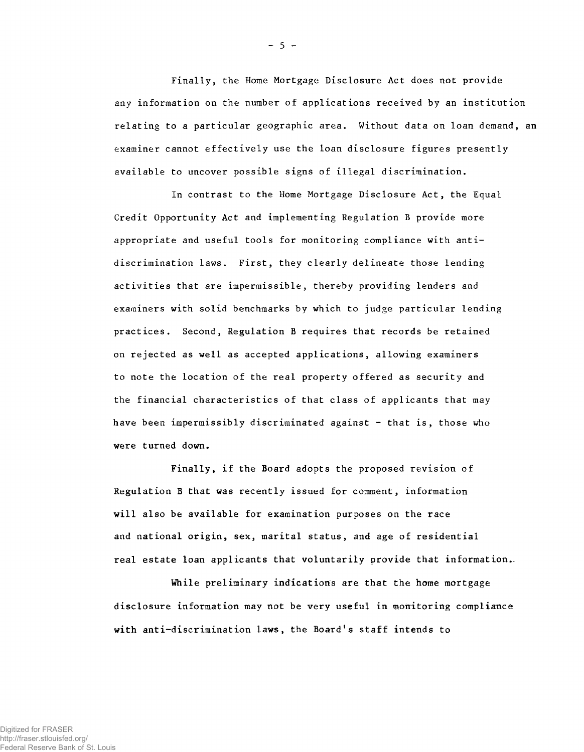Finally, the Home Mortgage Disclosure Act does not provide any information on the number of applications received by an institution relating to a particular geographic area. Without data on loan demand, an examiner cannot effectively use the loan disclosure figures presently available to uncover possible signs of illegal discrimination.

In contrast to the Home Mortgage Disclosure Act, the Equal Credit Opportunity Act and implementing Regulation B provide more appropriate and useful tools for monitoring compliance with anti-discrimination laws. First, they clearly delineate those lending activities that are impermissible, thereby providing lenders and examiners with solid benchmarks by which to judge particular lending practices. Second, Regulation B requires that records be retained on rejected as well as accepted applications, allowing examiners to note the location of the real property offered as security and the financial characteristics of that class of applicants that may have been impermissibly discriminated against - that is, those who were turned down.

Finally, if the Board adopts the proposed revision of Regulation B that was recently issued for comment, information will also be available for examination purposes on the race and national origin, sex, marital status, and age of residential real estate loan applicants that voluntarily provide that information.

While preliminary indications are that the home mortgage disclosure information may not be very useful in monitoring compliance with anti-discrimination laws, the Board's staff intends to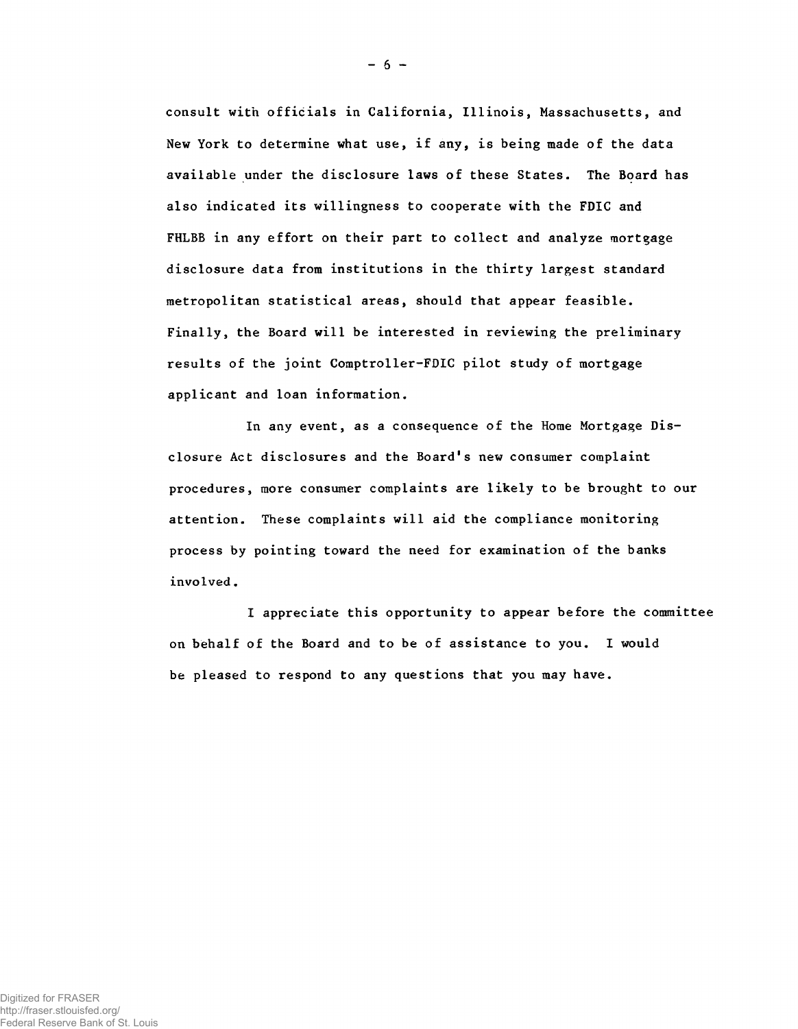consult with officials in California, Illinois, Massachusetts, and New York to determine what use, if any, is being made of the data available under the disclosure laws of these States. The Board has also indicated its willingness to cooperate with the FDIC and FHLBB in any effort on their part to collect and analyze mortgage disclosure data from institutions in the thirty largest standard metropolitan statistical areas, should that appear feasible. Finally, the Board will be interested in reviewing the preliminary results of the joint Comptroller-FDIC pilot study of mortgage applicant and loan information.

In any event, as a consequence of the Home Mortgage Disclosure Act disclosures and the Board's new consumer complaint procedures, more consumer complaints are likely to be brought to our attention. These complaints will aid the compliance monitoring process by pointing toward the need for examination of the banks involved.

I appreciate this opportunity to appear before the committee on behalf of the Board and to be of assistance to you. I would be pleased to respond to any questions that you may have.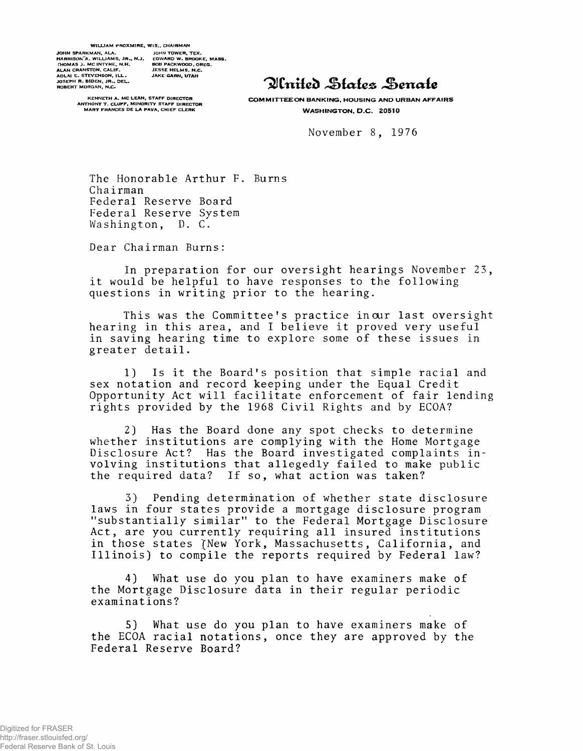WILLIAM PROXMIRE, WIS., CHAIRMAN

JOHN SPARKMAN, ALA.
HARRISON A. WILLIAMS, JR., N.J.
THOMAS J. MC INTYRE, N.H.
ALAN CRANSTON, CALIF.
ADLAI E. STEVENSON, ILL.
JOSEPH R. BIDEN, JR., DEL.
ROBERT MORGAN, N.C.

JOHN TOWER, TEX.
EDWARD W. BROOKE, MASS.
BOB PACKWOOD, OREG.
JESSE HELMS, N.C.
JAKE GARN, UTAH

KENNETH A. MC LEAN, STAFF DIRECTOR
ANTHONY T. CLUFF, MINORITY STAFF DIRECTOR
MARY FRANCES DE LA PAVA, CHIEF CLERK

# United States Senate

COMMITTEE ON BANKING, HOUSING AND URBAN AFFAIRS
WASHINGTON, D.C. 20510

November 8, 1976

The Honorable Arthur F. Burns
Chairman
Federal Reserve Board
Federal Reserve System
Washington, D. C.

Dear Chairman Burns:

In preparation for our oversight hearings November 23, it would be helpful to have responses to the following questions in writing prior to the hearing.

This was the Committee's practice in our last oversight hearing in this area, and I believe it proved very useful in saving hearing time to explore some of these issues in greater detail.

1) Is it the Board's position that simple racial and sex notation and record keeping under the Equal Credit Opportunity Act will facilitate enforcement of fair lending rights provided by the 1968 Civil Rights and by ECOA?

2) Has the Board done any spot checks to determine whether institutions are complying with the Home Mortgage Disclosure Act? Has the Board investigated complaints involving institutions that allegedly failed to make public the required data? If so, what action was taken?

3) Pending determination of whether state disclosure laws in four states provide a mortgage disclosure program "substantially similar" to the Federal Mortgage Disclosure Act, are you currently requiring all insured institutions in those states (New York, Massachusetts, California, and Illinois) to compile the reports required by Federal law?

4) What use do you plan to have examiners make of the Mortgage Disclosure data in their regular periodic examinations?

5) What use do you plan to have examiners make of the ECOA racial notations, once they are approved by the Federal Reserve Board?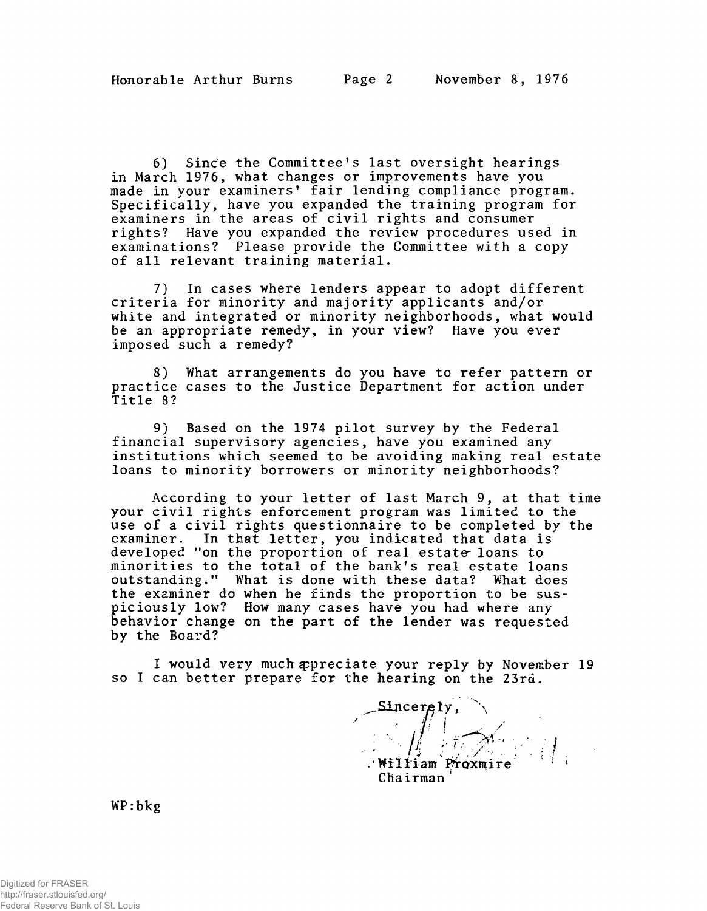6) Since the Committee's last oversight hearings in March 1976, what changes or improvements have you made in your examiners' fair lending compliance program. Specifically, have you expanded the training program for examiners in the areas of civil rights and consumer rights? Have you expanded the review procedures used in examinations? Please provide the Committee with a copy of all relevant training material.

7) In cases where lenders appear to adopt different criteria for minority and majority applicants and/or white and integrated or minority neighborhoods, what would be an appropriate remedy, in your view? Have you ever imposed such a remedy?

8) What arrangements do you have to refer pattern or practice cases to the Justice Department for action under Title 8?

9) Based on the 1974 pilot survey by the Federal financial supervisory agencies, have you examined any institutions which seemed to be avoiding making real estate loans to minority borrowers or minority neighborhoods?

According to your letter of last March 9, at that time your civil rights enforcement program was limited to the use of a civil rights questionnaire to be completed by the examiner. In that letter, you indicated that data is developed "on the proportion of real estate loans to minorities to the total of the bank's real estate loans outstanding." What is done with these data? What does the examiner do when he finds the proportion to be suspiciously low? How many cases have you had where any behavior change on the part of the lender was requested by the Board?

I would very much appreciate your reply by November 19 so I can better prepare for the hearing on the 23rd.

Sincerely,

William Proxmire
Chairman

WP:bkg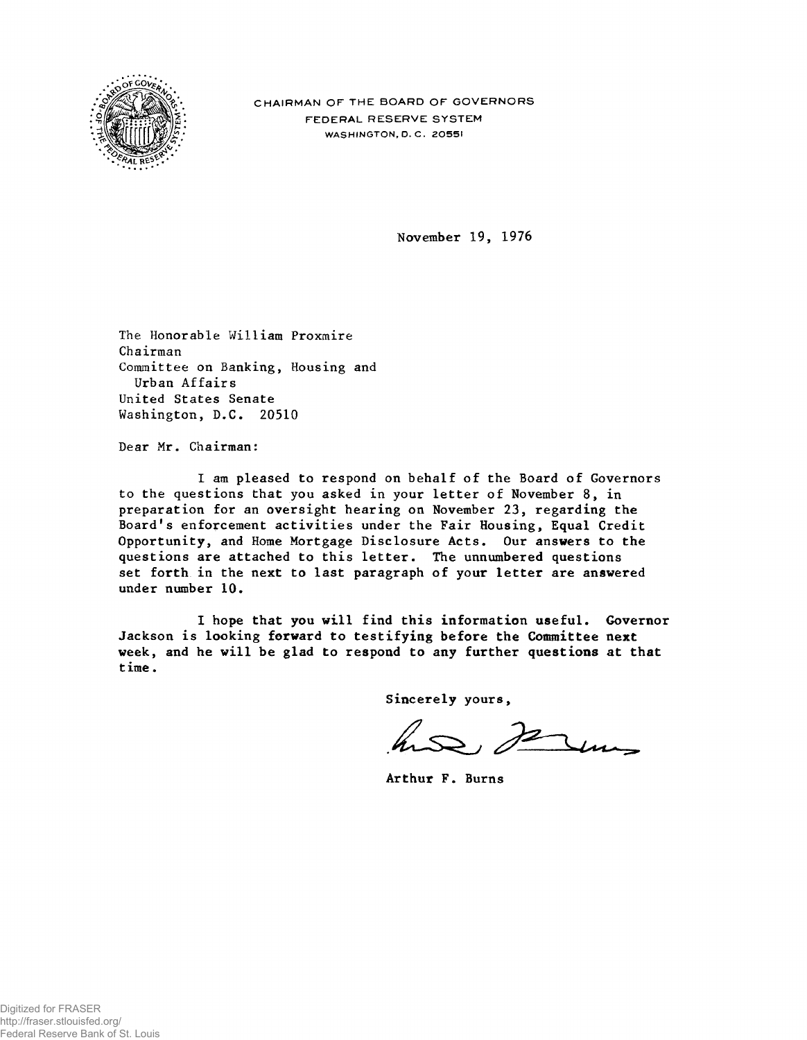CHAIRMAN OF THE BOARD OF GOVERNORS
FEDERAL RESERVE SYSTEM
WASHINGTON, D. C. 20551

November 19, 1976

The Honorable William Proxmire
Chairman
Committee on Banking, Housing and
Urban Affairs
United States Senate
Washington, D.C. 20510

Dear Mr. Chairman:

I am pleased to respond on behalf of the Board of Governors to the questions that you asked in your letter of November 8, in preparation for an oversight hearing on November 23, regarding the Board's enforcement activities under the Fair Housing, Equal Credit Opportunity, and Home Mortgage Disclosure Acts. Our answers to the questions are attached to this letter. The unnumbered questions set forth in the next to last paragraph of your letter are answered under number 10.

I hope that you will find this information useful. Governor Jackson is looking forward to testifying before the Committee next week, and he will be glad to respond to any further questions at that time.

Sincerely yours,

Arthur F. Burns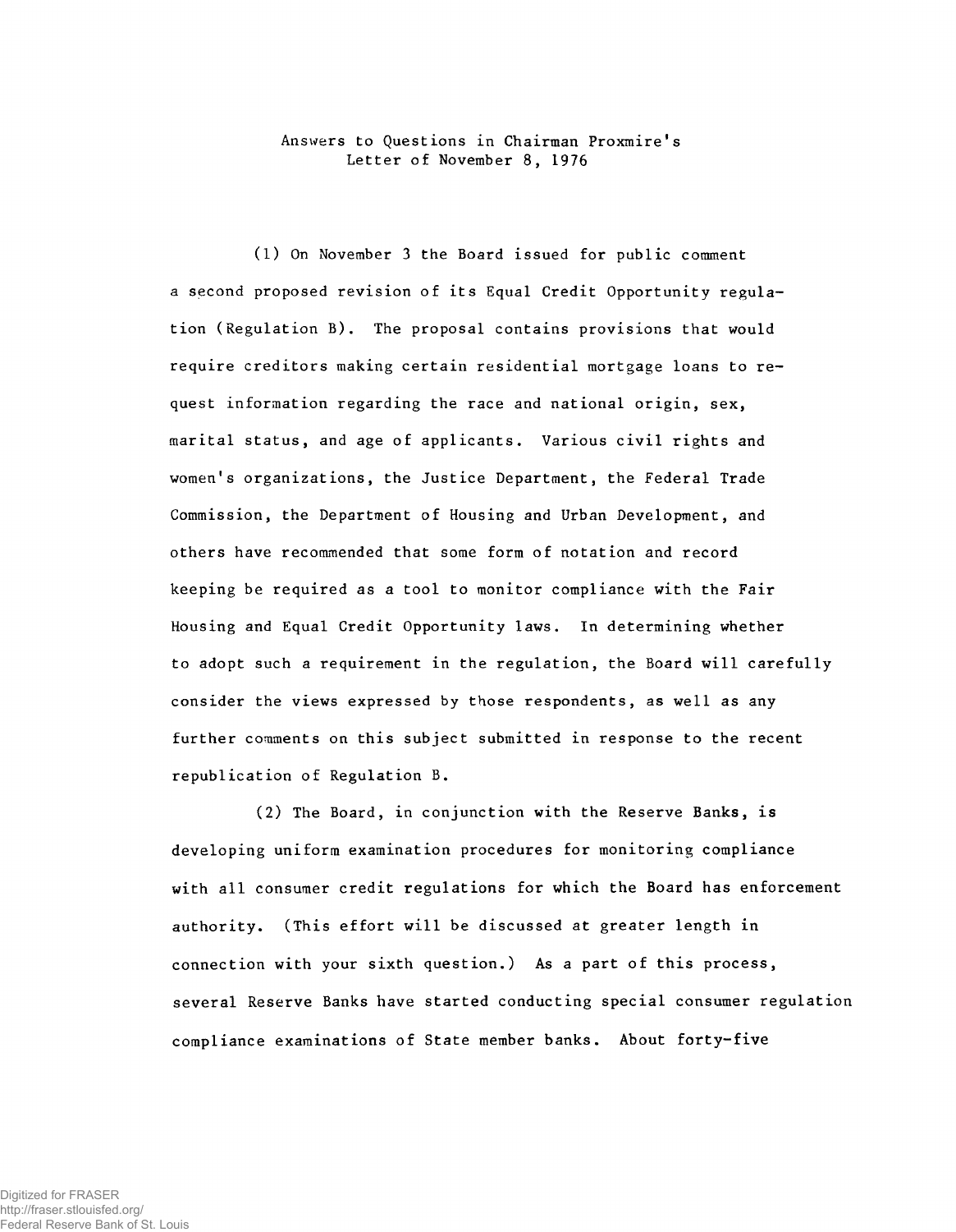Answers to Questions in Chairman Proxmire's Letter of November 8, 1976

(1) On November 3 the Board issued for public comment a second proposed revision of its Equal Credit Opportunity regulation (Regulation B). The proposal contains provisions that would require creditors making certain residential mortgage loans to request information regarding the race and national origin, sex, marital status, and age of applicants. Various civil rights and women's organizations, the Justice Department, the Federal Trade Commission, the Department of Housing and Urban Development, and others have recommended that some form of notation and record keeping be required as a tool to monitor compliance with the Fair Housing and Equal Credit Opportunity laws. In determining whether to adopt such a requirement in the regulation, the Board will carefully consider the views expressed by those respondents, as well as any further comments on this subject submitted in response to the recent republication of Regulation B.

(2) The Board, in conjunction with the Reserve Banks, is developing uniform examination procedures for monitoring compliance with all consumer credit regulations for which the Board has enforcement authority. (This effort will be discussed at greater length in connection with your sixth question.) As a part of this process, several Reserve Banks have started conducting special consumer regulation compliance examinations of State member banks. About forty-five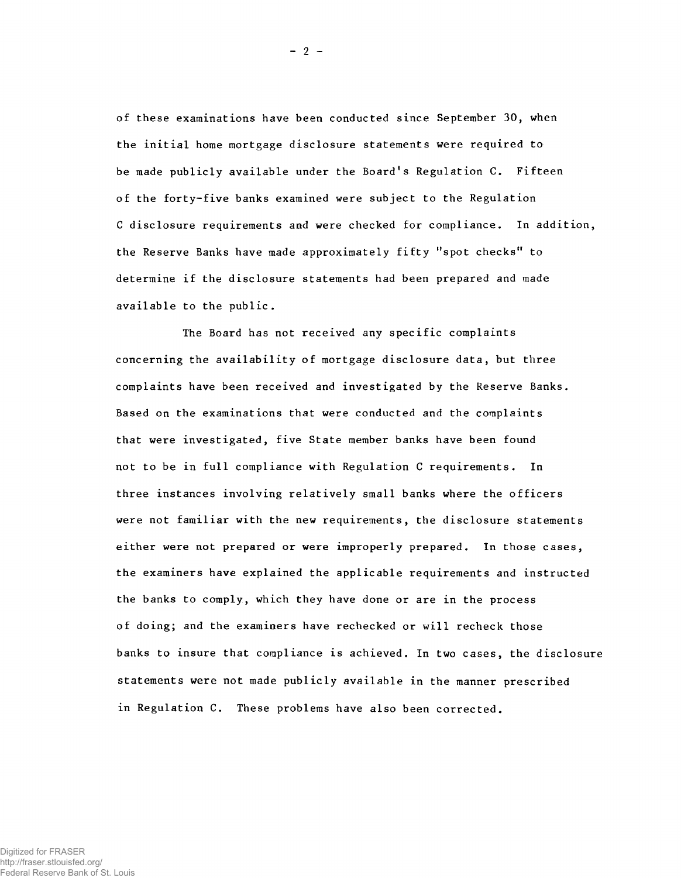of these examinations have been conducted since September 30, when the initial home mortgage disclosure statements were required to be made publicly available under the Board's Regulation C. Fifteen of the forty-five banks examined were subject to the Regulation C disclosure requirements and were checked for compliance. In addition, the Reserve Banks have made approximately fifty "spot checks" to determine if the disclosure statements had been prepared and made available to the public.

The Board has not received any specific complaints concerning the availability of mortgage disclosure data, but three complaints have been received and investigated by the Reserve Banks. Based on the examinations that were conducted and the complaints that were investigated, five State member banks have been found not to be in full compliance with Regulation C requirements. In three instances involving relatively small banks where the officers were not familiar with the new requirements, the disclosure statements either were not prepared or were improperly prepared. In those cases, the examiners have explained the applicable requirements and instructed the banks to comply, which they have done or are in the process of doing; and the examiners have rechecked or will recheck those banks to insure that compliance is achieved. In two cases, the disclosure statements were not made publicly available in the manner prescribed in Regulation C. These problems have also been corrected.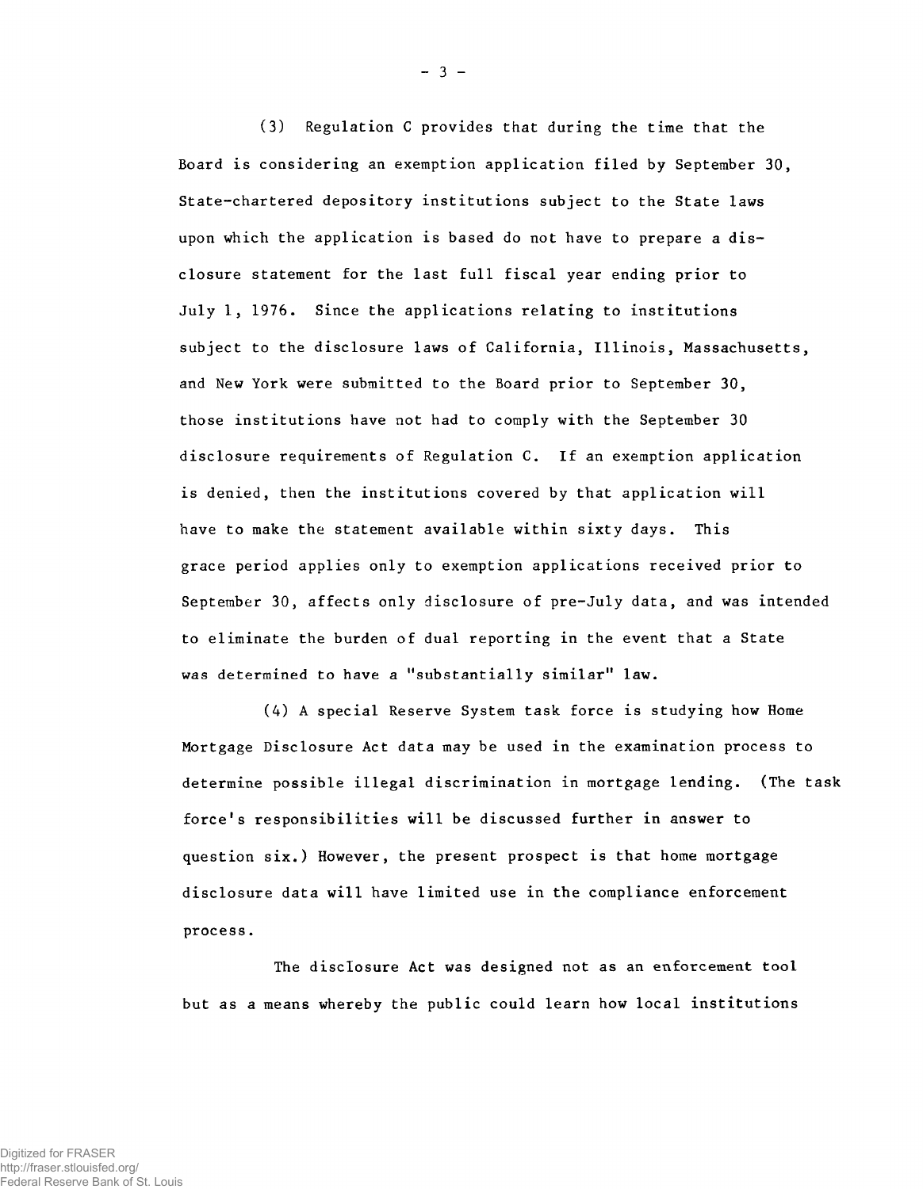(3) Regulation C provides that during the time that the Board is considering an exemption application filed by September 30, State-chartered depository institutions subject to the State laws upon which the application is based do not have to prepare a disclosure statement for the last full fiscal year ending prior to July 1, 1976. Since the applications relating to institutions subject to the disclosure laws of California, Illinois, Massachusetts, and New York were submitted to the Board prior to September 30, those institutions have not had to comply with the September 30 disclosure requirements of Regulation C. If an exemption application is denied, then the institutions covered by that application will have to make the statement available within sixty days. This grace period applies only to exemption applications received prior to September 30, affects only disclosure of pre-July data, and was intended to eliminate the burden of dual reporting in the event that a State was determined to have a "substantially similar" law.

(4) A special Reserve System task force is studying how Home Mortgage Disclosure Act data may be used in the examination process to determine possible illegal discrimination in mortgage lending. (The task force's responsibilities will be discussed further in answer to question six.) However, the present prospect is that home mortgage disclosure data will have limited use in the compliance enforcement process.

The disclosure Act was designed not as an enforcement tool but as a means whereby the public could learn how local institutions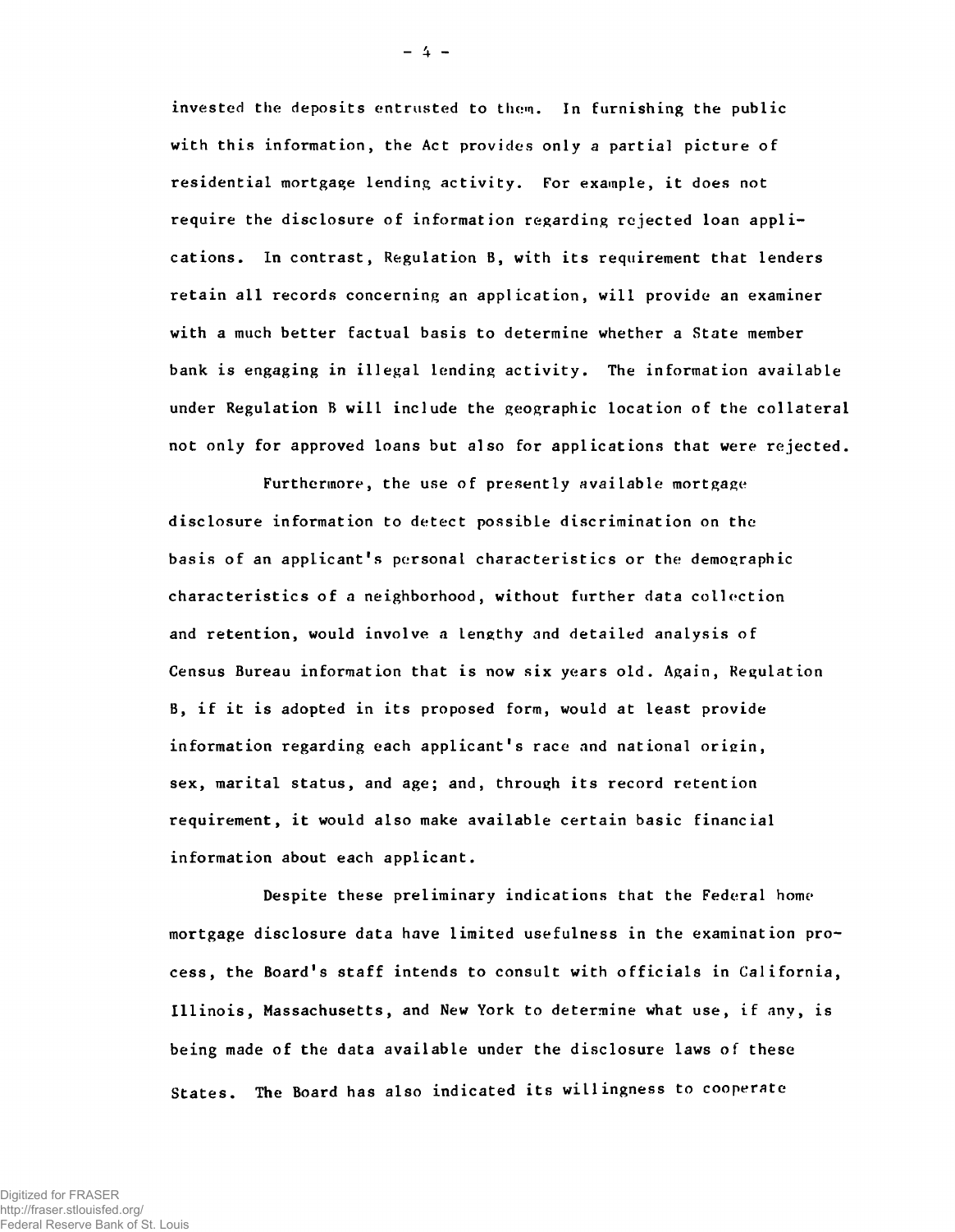invested the deposits entrusted to them. In furnishing the public with this information, the Act provides only a partial picture of residential mortgage lending activity. For example, it does not require the disclosure of information regarding rejected loan applications. In contrast, Regulation B, with its requirement that lenders retain all records concerning an application, will provide an examiner with a much better factual basis to determine whether a State member bank is engaging in illegal lending activity. The information available under Regulation B will include the geographic location of the collateral not only for approved loans but also for applications that were rejected.

Furthermore, the use of presently available mortgage disclosure information to detect possible discrimination on the basis of an applicant's personal characteristics or the demographic characteristics of a neighborhood, without further data collection and retention, would involve a lengthy and detailed analysis of Census Bureau information that is now six years old. Again, Regulation B, if it is adopted in its proposed form, would at least provide information regarding each applicant's race and national origin, sex, marital status, and age; and, through its record retention requirement, it would also make available certain basic financial information about each applicant.

Despite these preliminary indications that the Federal home mortgage disclosure data have limited usefulness in the examination process, the Board's staff intends to consult with officials in California, Illinois, Massachusetts, and New York to determine what use, if any, is being made of the data available under the disclosure laws of these States. The Board has also indicated its willingness to cooperate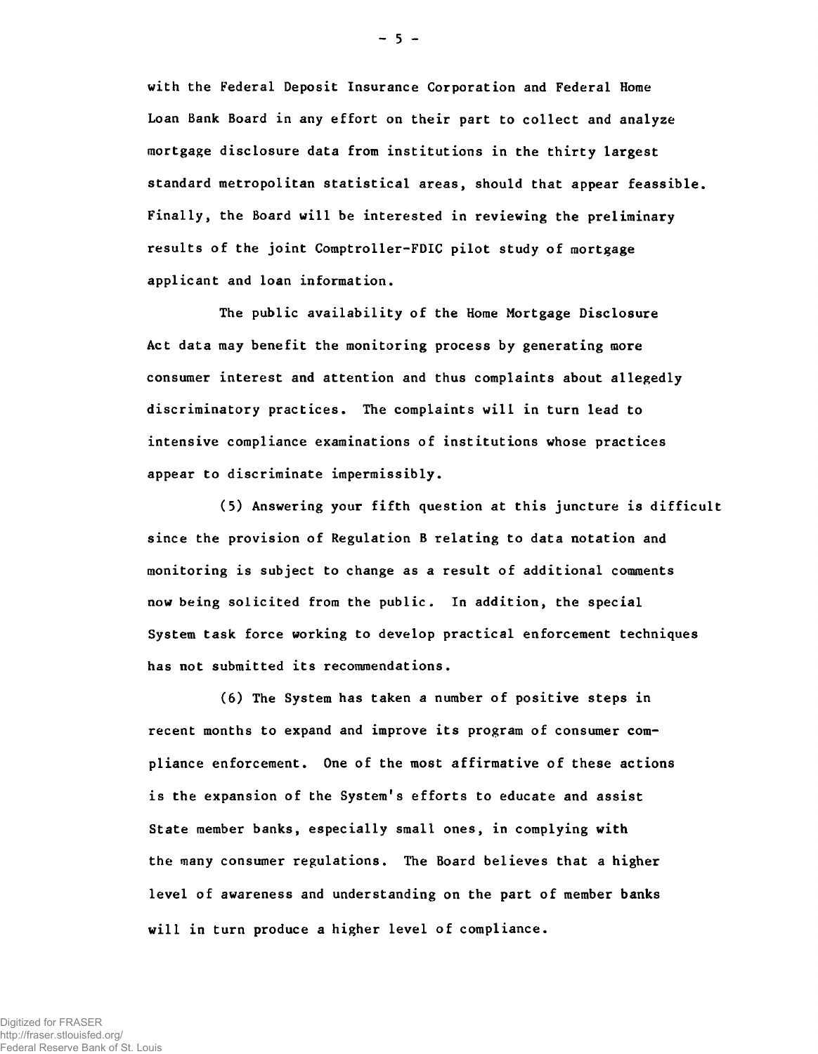with the Federal Deposit Insurance Corporation and Federal Home Loan Bank Board in any effort on their part to collect and analyze mortgage disclosure data from institutions in the thirty largest standard metropolitan statistical areas, should that appear feasible. Finally, the Board will be interested in reviewing the preliminary results of the joint Comptroller-FDIC pilot study of mortgage applicant and loan information.

The public availability of the Home Mortgage Disclosure Act data may benefit the monitoring process by generating more consumer interest and attention and thus complaints about allegedly discriminatory practices. The complaints will in turn lead to intensive compliance examinations of institutions whose practices appear to discriminate impermissibly.

(5) Answering your fifth question at this juncture is difficult since the provision of Regulation B relating to data notation and monitoring is subject to change as a result of additional comments now being solicited from the public. In addition, the special System task force working to develop practical enforcement techniques has not submitted its recommendations.

(6) The System has taken a number of positive steps in recent months to expand and improve its program of consumer compliance enforcement. One of the most affirmative of these actions is the expansion of the System's efforts to educate and assist State member banks, especially small ones, in complying with the many consumer regulations. The Board believes that a higher level of awareness and understanding on the part of member banks will in turn produce a higher level of compliance.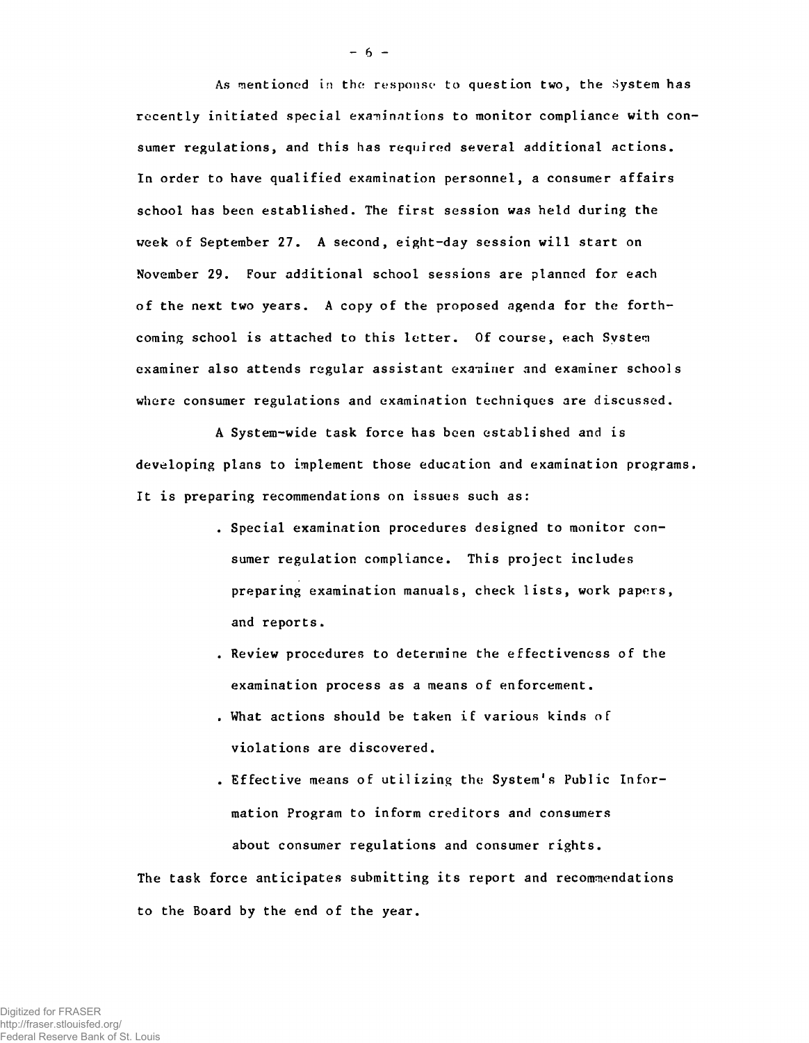As mentioned in the response to question two, the System has recently initiated special examinations to monitor compliance with consumer regulations, and this has required several additional actions. In order to have qualified examination personnel, a consumer affairs school has been established. The first session was held during the week of September 27. A second, eight-day session will start on November 29. Four additional school sessions are planned for each of the next two years. A copy of the proposed agenda for the forthcoming school is attached to this letter. Of course, each System examiner also attends regular assistant examiner and examiner schools where consumer regulations and examination techniques are discussed.

A System-wide task force has been established and is developing plans to implement those education and examination programs. It is preparing recommendations on issues such as:

- Special examination procedures designed to monitor consumer regulation compliance. This project includes preparing examination manuals, check lists, work papers, and reports.
- Review procedures to determine the effectiveness of the examination process as a means of enforcement.
- What actions should be taken if various kinds of violations are discovered.
- Effective means of utilizing the System's Public Information Program to inform creditors and consumers about consumer regulations and consumer rights.

The task force anticipates submitting its report and recommendations to the Board by the end of the year.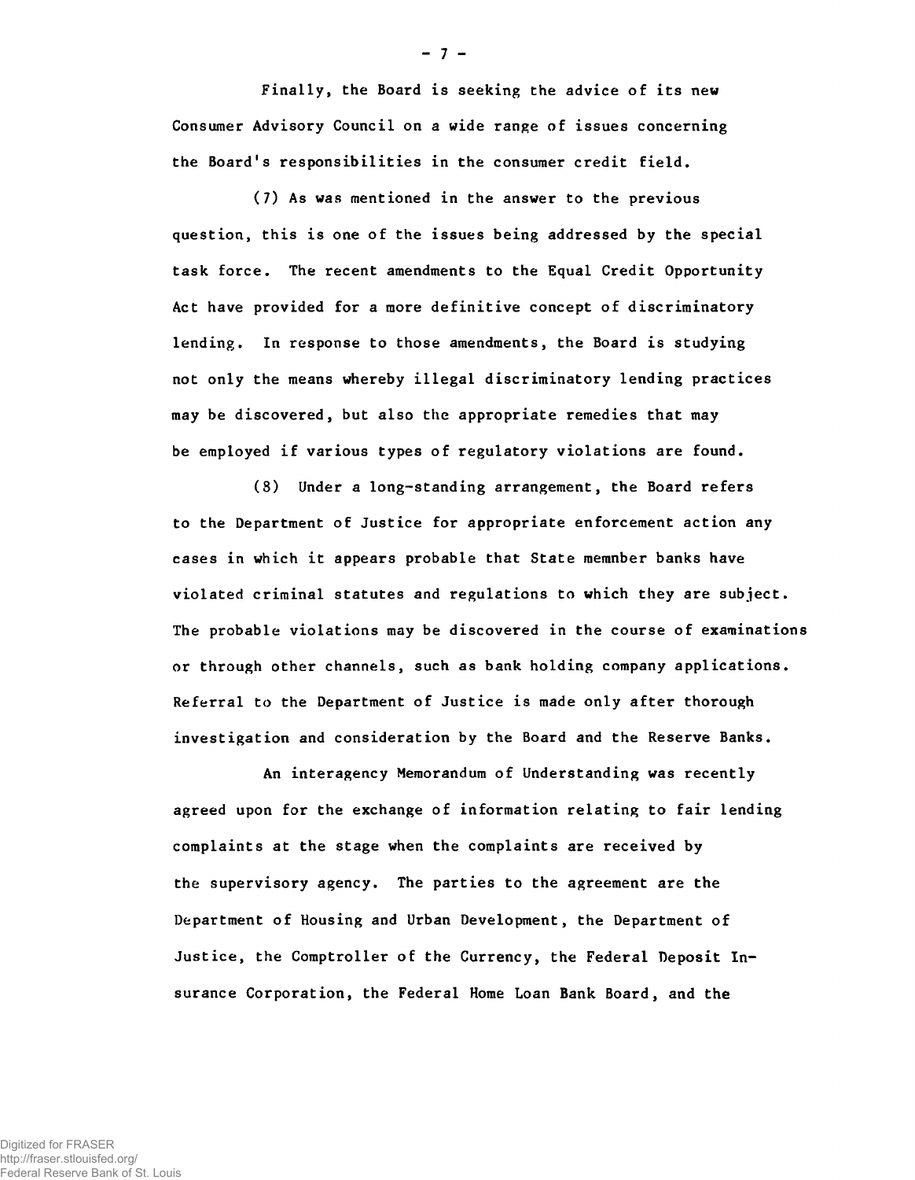Finally, the Board is seeking the advice of its new Consumer Advisory Council on a wide range of issues concerning the Board's responsibilities in the consumer credit field.

(7) As was mentioned in the answer to the previous question, this is one of the issues being addressed by the special task force. The recent amendments to the Equal Credit Opportunity Act have provided for a more definitive concept of discriminatory lending. In response to those amendments, the Board is studying not only the means whereby illegal discriminatory lending practices may be discovered, but also the appropriate remedies that may be employed if various types of regulatory violations are found.

(8) Under a long-standing arrangement, the Board refers to the Department of Justice for appropriate enforcement action any cases in which it appears probable that State memnber banks have violated criminal statutes and regulations to which they are subject. The probable violations may be discovered in the course of examinations or through other channels, such as bank holding company applications. Referral to the Department of Justice is made only after thorough investigation and consideration by the Board and the Reserve Banks.

An interagency Memorandum of Understanding was recently agreed upon for the exchange of information relating to fair lending complaints at the stage when the complaints are received by the supervisory agency. The parties to the agreement are the Department of Housing and Urban Development, the Department of Justice, the Comptroller of the Currency, the Federal Deposit Insurance Corporation, the Federal Home Loan Bank Board, and the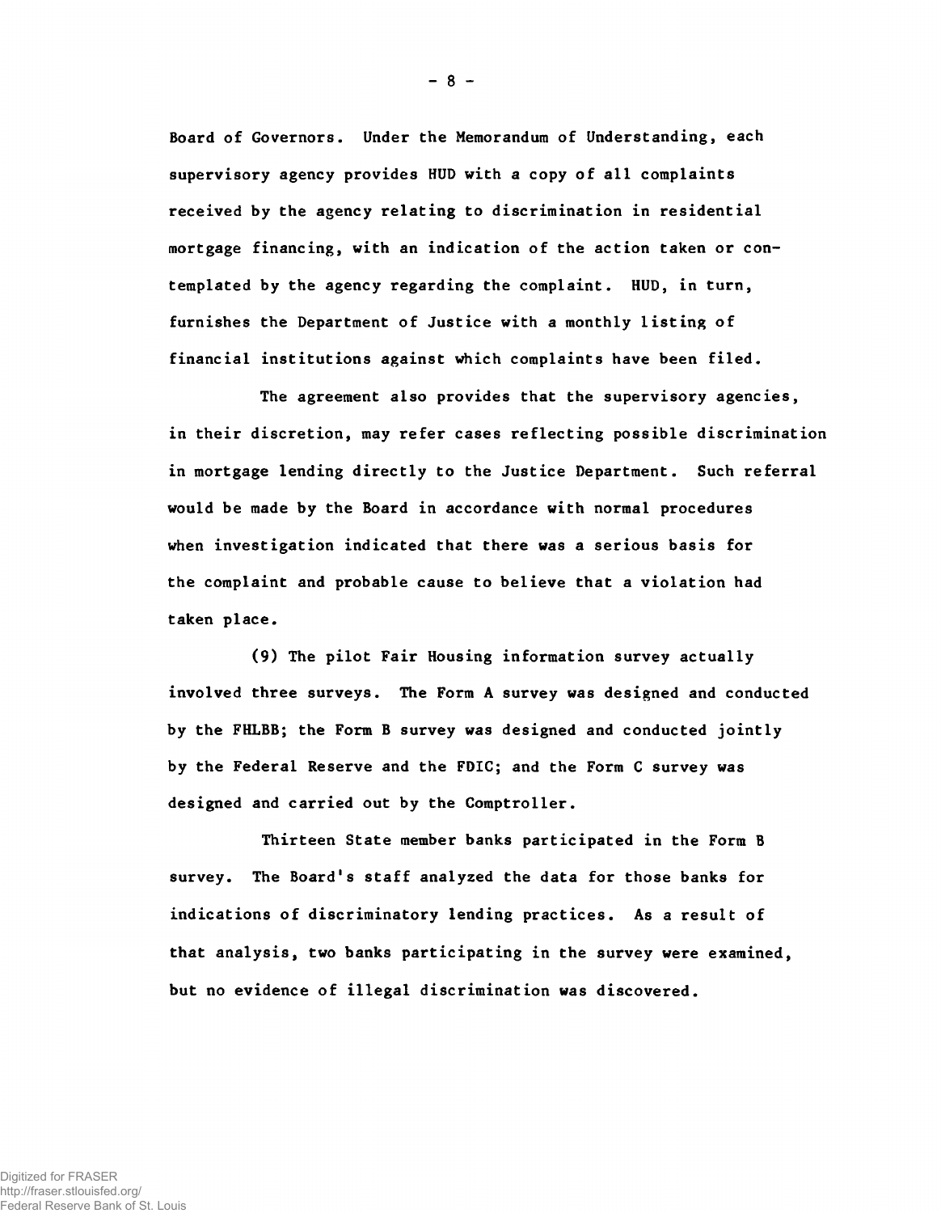Board of Governors. Under the Memorandum of Understanding, each supervisory agency provides HUD with a copy of all complaints received by the agency relating to discrimination in residential mortgage financing, with an indication of the action taken or contemplated by the agency regarding the complaint. HUD, in turn, furnishes the Department of Justice with a monthly listing of financial institutions against which complaints have been filed.

The agreement also provides that the supervisory agencies, in their discretion, may refer cases reflecting possible discrimination in mortgage lending directly to the Justice Department. Such referral would be made by the Board in accordance with normal procedures when investigation indicated that there was a serious basis for the complaint and probable cause to believe that a violation had taken place.

(9) The pilot Fair Housing information survey actually involved three surveys. The Form A survey was designed and conducted by the FHLBB; the Form B survey was designed and conducted jointly by the Federal Reserve and the FDIC; and the Form C survey was designed and carried out by the Comptroller.

Thirteen State member banks participated in the Form B survey. The Board's staff analyzed the data for those banks for indications of discriminatory lending practices. As a result of that analysis, two banks participating in the survey were examined, but no evidence of illegal discrimination was discovered.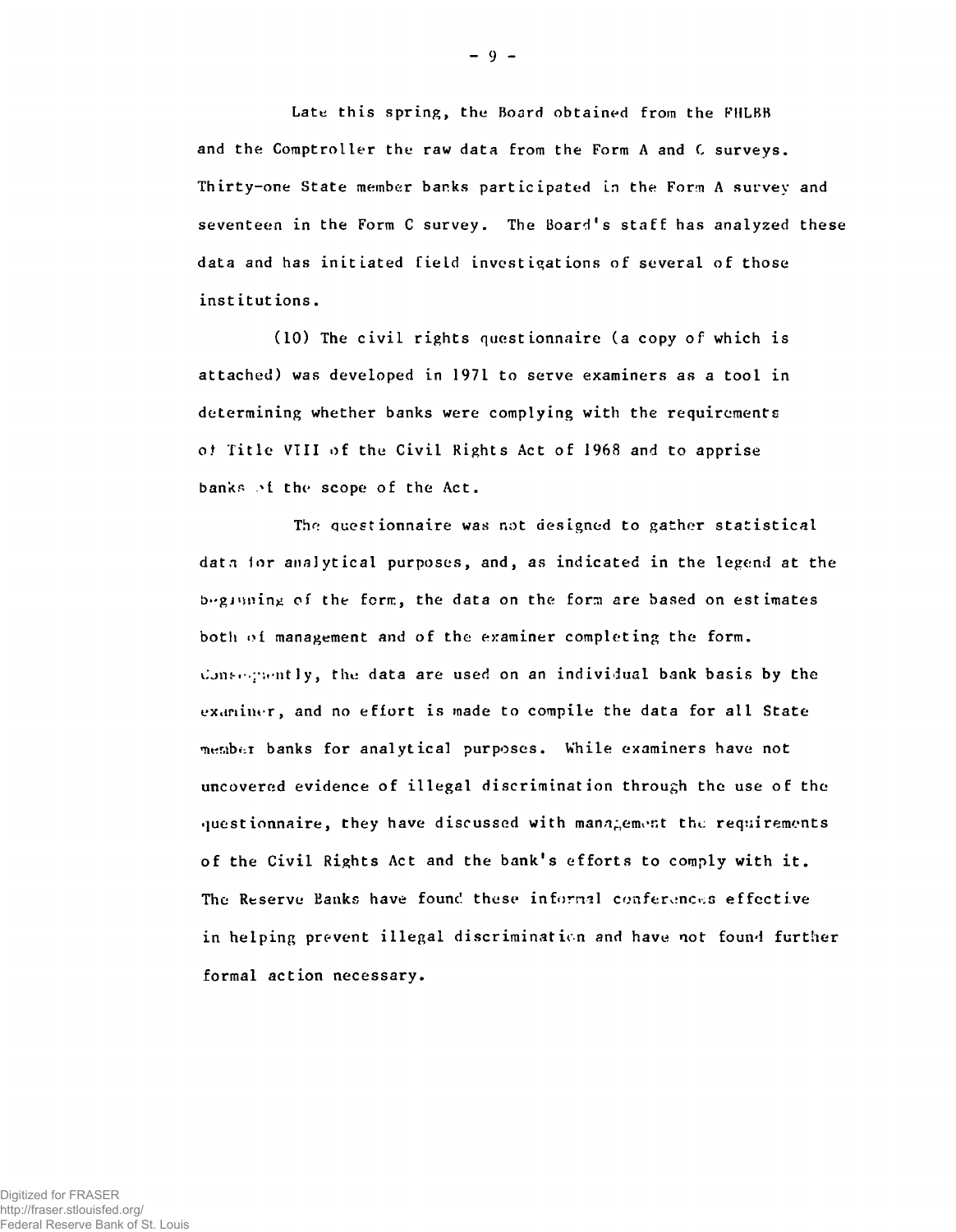Late this spring, the Board obtained from the FHLBB and the Comptroller the raw data from the Form A and C surveys. Thirty-one State member banks participated in the Form A survey and seventeen in the Form C survey. The Board's staff has analyzed these data and has initiated field investigations of several of those institutions.

(10) The civil rights questionnaire (a copy of which is attached) was developed in 1971 to serve examiners as a tool in determining whether banks were complying with the requirements of Title VIII of the Civil Rights Act of 1968 and to apprise banks of the scope of the Act.

The questionnaire was not designed to gather statistical data for analytical purposes, and, as indicated in the legend at the beginning of the form, the data on the form are based on estimates both of management and of the examiner completing the form. Consequently, the data are used on an individual bank basis by the examiner, and no effort is made to compile the data for all State member banks for analytical purposes. While examiners have not uncovered evidence of illegal discrimination through the use of the questionnaire, they have discussed with management the requirements of the Civil Rights Act and the bank's efforts to comply with it. The Reserve Banks have found these informal conferences effective in helping prevent illegal discrimination and have not found further formal action necessary.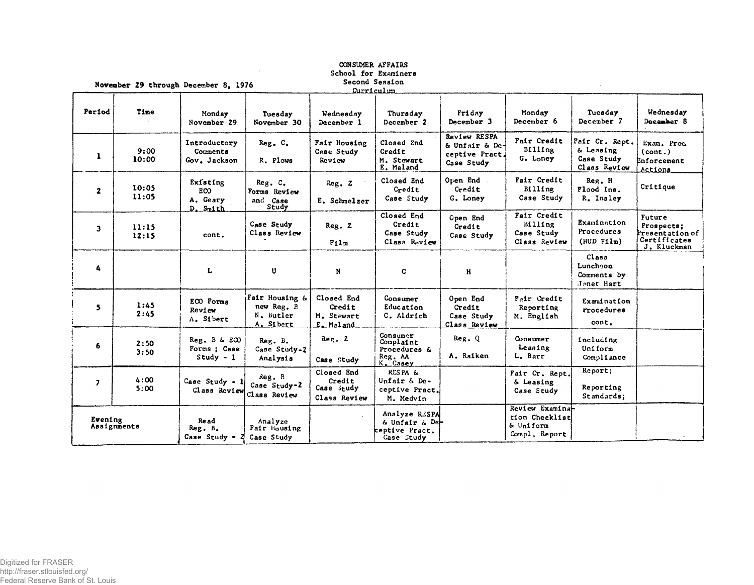CONSUMER AFFAIRS
School for Examiners
Second Session
Curriculum

November 29 through December 8, 1976

| Period | Time | Monday November 29 | Tuesday November 30 | Wednesday December 1 | Thursday December 2 | Friday December 3 | Monday December 6 | Tuesday December 7 | Wednesday December 8 |
|---|---|---|---|---|---|---|---|---|---|
| 1 | 9:00 10:00 | Introductory Comments Gov. Jackson | Reg. C. R. Plows | Fair Housing Case Study Review | Closed End Credit M. Stewart E. Maland | Review RESPA & Unfair & Deceptive Pract. Case Study | Fair Credit Billing G. Loney | Fair Cr. Rept. & Leasing Case Study Class Review | Exam. Proc. (cont.) Enforcement Actions |
| 2 | 10:05 11:05 | Existing ECO A. Geary D. Smith | Reg. C. Forms Review and Case Study | Reg. Z E. Schmelzer | Closed End Credit Case Study | Open End Credit G. Loney | Fair Credit Billing Case Study | Reg. H Flood Ins. R. Insley | Critique |
| 3 | 11:15 12:15 | cont. | Case Study Class Review | Reg. Z Film | Closed End Credit Case Study Class Review | Open End Credit Case Study | Fair Credit Billing Case Study Class Review | Examination Procedures (HUD Film) | Future Prospects; Presentation of Certificates J. Kluckman |
| 4 | | L | U | N | C | H | | Class Luncheon Comments by Janet Hart | |
| 5 | 1:45 2:45 | ECO Forms Review A. Sibert | Fair Housing & new Reg. B N. Butler A. Sibert | Closed End Credit M. Stewart E. Maland | Consumer Education C. Aldrich | Open End Credit Case Study Class Review | Fair Credit Reporting M. English | Examination Procedures cont. | |
| 6 | 2:50 3:50 | Reg. B & ECO Forms ; Case Study - 1 | Reg. B. Case Study-2 Analysis | Reg. Z Case Study | Consumer Complaint Procedures & Reg. AA K. Casey | Reg. Q A. Raiken | Consumer Leasing L. Barr | including Uniform Compliance | |
| 7 | 4:00 5:00 | Case Study - 1 Class Review | Reg. B Case Study-2 Class Review | Closed End Credit Case Study Class Review | RESPA & Unfair & Deceptive Pract. M. Medvin | | Fair Cr. Rept. & Leasing Case Study | Report; Reporting Standards; | |
| Evening Assignments | | Read Reg. B. Case Study - 2 | Analyze Fair Housing Case Study | | Analyze RESPA & Unfair & Deceptive Pract. Case Study | | Review Examination Checklist & Uniform Compl. Report | | |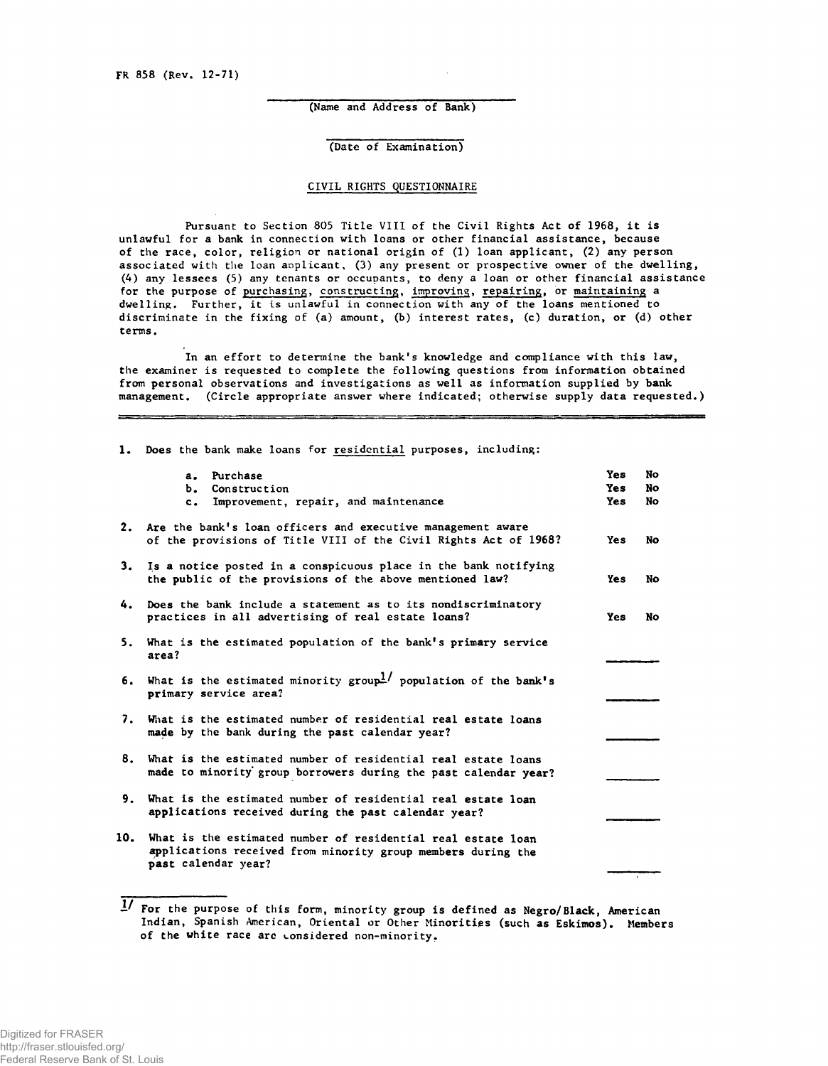FR 858 (Rev. 12-71)

______________________________
(Name and Address of Bank)

____________________
(Date of Examination)

CIVIL RIGHTS QUESTIONNAIRE

Pursuant to Section 805 Title VIII of the Civil Rights Act of 1968, it is unlawful for a bank in connection with loans or other financial assistance, because of the race, color, religion or national origin of (1) loan applicant, (2) any person associated with the loan applicant, (3) any present or prospective owner of the dwelling, (4) any lessees (5) any tenants or occupants, to deny a loan or other financial assistance for the purpose of purchasing, constructing, improving, repairing, or maintaining a dwelling. Further, it is unlawful in connection with any of the loans mentioned to discriminate in the fixing of (a) amount, (b) interest rates, (c) duration, or (d) other terms.

In an effort to determine the bank's knowledge and compliance with this law, the examiner is requested to complete the following questions from information obtained from personal observations and investigations as well as information supplied by bank management. (Circle appropriate answer where indicated; otherwise supply data requested.)

1. Does the bank make loans for residential purposes, including:

   a. Purchase — Yes No
   b. Construction — Yes No
   c. Improvement, repair, and maintenance — Yes No

2. Are the bank's loan officers and executive management aware of the provisions of Title VIII of the Civil Rights Act of 1968? — Yes No

3. Is a notice posted in a conspicuous place in the bank notifying the public of the provisions of the above mentioned law? — Yes No

4. Does the bank include a statement as to its nondiscriminatory practices in all advertising of real estate loans? — Yes No

5. What is the estimated population of the bank's primary service area? ________

6. What is the estimated minority group[1] population of the bank's primary service area? ________

7. What is the estimated number of residential real estate loans made by the bank during the past calendar year? ________

8. What is the estimated number of residential real estate loans made to minority group borrowers during the past calendar year? ________

9. What is the estimated number of residential real estate loan applications received during the past calendar year? ________

10. What is the estimated number of residential real estate loan applications received from minority group members during the past calendar year? ________

---

[1] For the purpose of this form, minority group is defined as Negro/Black, American Indian, Spanish American, Oriental or Other Minorities (such as Eskimos). Members of the white race are considered non-minority.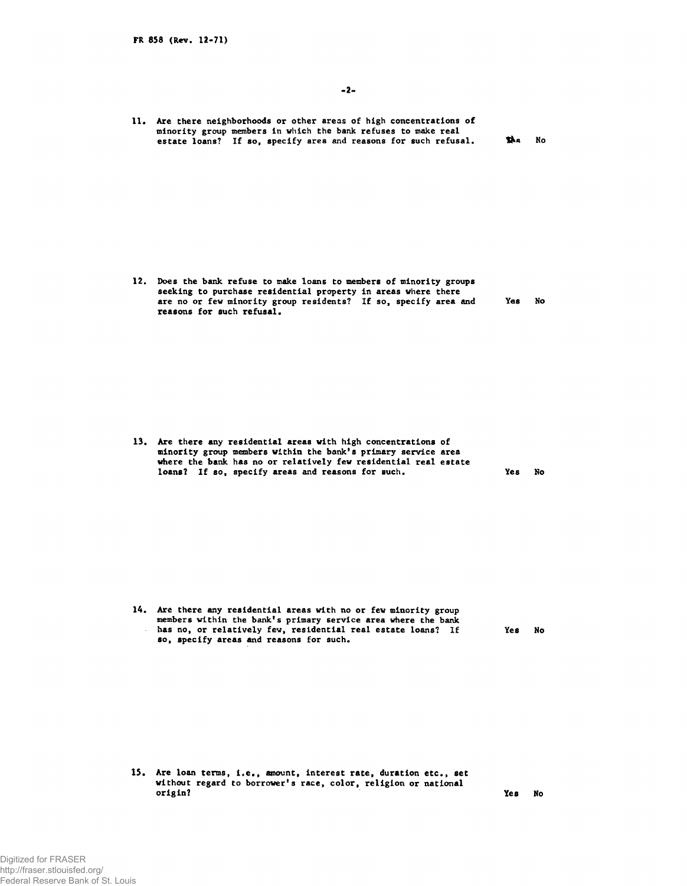FR 858 (Rev. 12-71)

11. Are there neighborhoods or other areas of high concentrations of minority group members in which the bank refuses to make real estate loans? If so, specify area and reasons for such refusal. Yes No

12. Does the bank refuse to make loans to members of minority groups seeking to purchase residential property in areas where there are no or few minority group residents? If so, specify area and reasons for such refusal. Yes No

13. Are there any residential areas with high concentrations of minority group members within the bank's primary service area where the bank has no or relatively few residential real estate loans? If so, specify areas and reasons for such. Yes No

14. Are there any residential areas with no or few minority group members within the bank's primary service area where the bank has no, or relatively few, residential real estate loans? If so, specify areas and reasons for such. Yes No

15. Are loan terms, i.e., amount, interest rate, duration etc., set without regard to borrower's race, color, religion or national origin? Yes No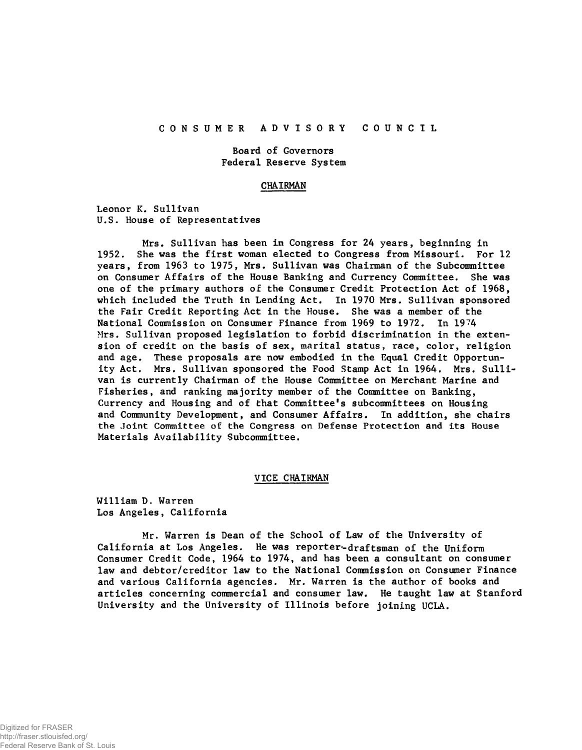# CONSUMER ADVISORY COUNCIL

Board of Governors
Federal Reserve System

## CHAIRMAN

Leonor K. Sullivan
U.S. House of Representatives

Mrs. Sullivan has been in Congress for 24 years, beginning in 1952. She was the first woman elected to Congress from Missouri. For 12 years, from 1963 to 1975, Mrs. Sullivan was Chairman of the Subcommittee on Consumer Affairs of the House Banking and Currency Committee. She was one of the primary authors of the Consumer Credit Protection Act of 1968, which included the Truth in Lending Act. In 1970 Mrs. Sullivan sponsored the Fair Credit Reporting Act in the House. She was a member of the National Commission on Consumer Finance from 1969 to 1972. In 1974 Mrs. Sullivan proposed legislation to forbid discrimination in the extension of credit on the basis of sex, marital status, race, color, religion and age. These proposals are now embodied in the Equal Credit Opportunity Act. Mrs. Sullivan sponsored the Food Stamp Act in 1964. Mrs. Sullivan is currently Chairman of the House Committee on Merchant Marine and Fisheries, and ranking majority member of the Committee on Banking, Currency and Housing and of that Committee's subcommittees on Housing and Community Development, and Consumer Affairs. In addition, she chairs the Joint Committee of the Congress on Defense Protection and its House Materials Availability Subcommittee.

## VICE CHAIRMAN

William D. Warren
Los Angeles, California

Mr. Warren is Dean of the School of Law of the University of California at Los Angeles. He was reporter-draftsman of the Uniform Consumer Credit Code, 1964 to 1974, and has been a consultant on consumer law and debtor/creditor law to the National Commission on Consumer Finance and various California agencies. Mr. Warren is the author of books and articles concerning commercial and consumer law. He taught law at Stanford University and the University of Illinois before joining UCLA.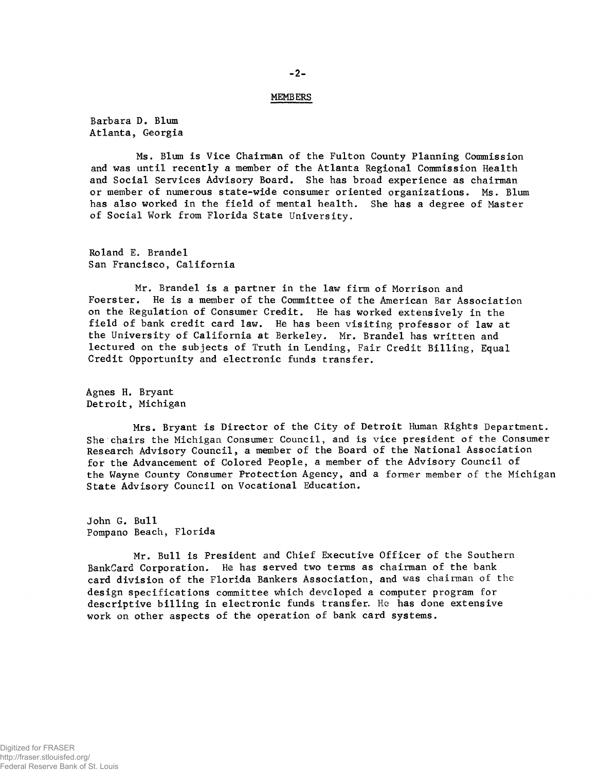## MEMBERS

Barbara D. Blum
Atlanta, Georgia

Ms. Blum is Vice Chairman of the Fulton County Planning Commission and was until recently a member of the Atlanta Regional Commission Health and Social Services Advisory Board. She has broad experience as chairman or member of numerous state-wide consumer oriented organizations. Ms. Blum has also worked in the field of mental health. She has a degree of Master of Social Work from Florida State University.

Roland E. Brandel
San Francisco, California

Mr. Brandel is a partner in the law firm of Morrison and Foerster. He is a member of the Committee of the American Bar Association on the Regulation of Consumer Credit. He has worked extensively in the field of bank credit card law. He has been visiting professor of law at the University of California at Berkeley. Mr. Brandel has written and lectured on the subjects of Truth in Lending, Fair Credit Billing, Equal Credit Opportunity and electronic funds transfer.

Agnes H. Bryant
Detroit, Michigan

Mrs. Bryant is Director of the City of Detroit Human Rights Department. She chairs the Michigan Consumer Council, and is vice president of the Consumer Research Advisory Council, a member of the Board of the National Association for the Advancement of Colored People, a member of the Advisory Council of the Wayne County Consumer Protection Agency, and a former member of the Michigan State Advisory Council on Vocational Education.

John G. Bull
Pompano Beach, Florida

Mr. Bull is President and Chief Executive Officer of the Southern BankCard Corporation. He has served two terms as chairman of the bank card division of the Florida Bankers Association, and was chairman of the design specifications committee which developed a computer program for descriptive billing in electronic funds transfer. He has done extensive work on other aspects of the operation of bank card systems.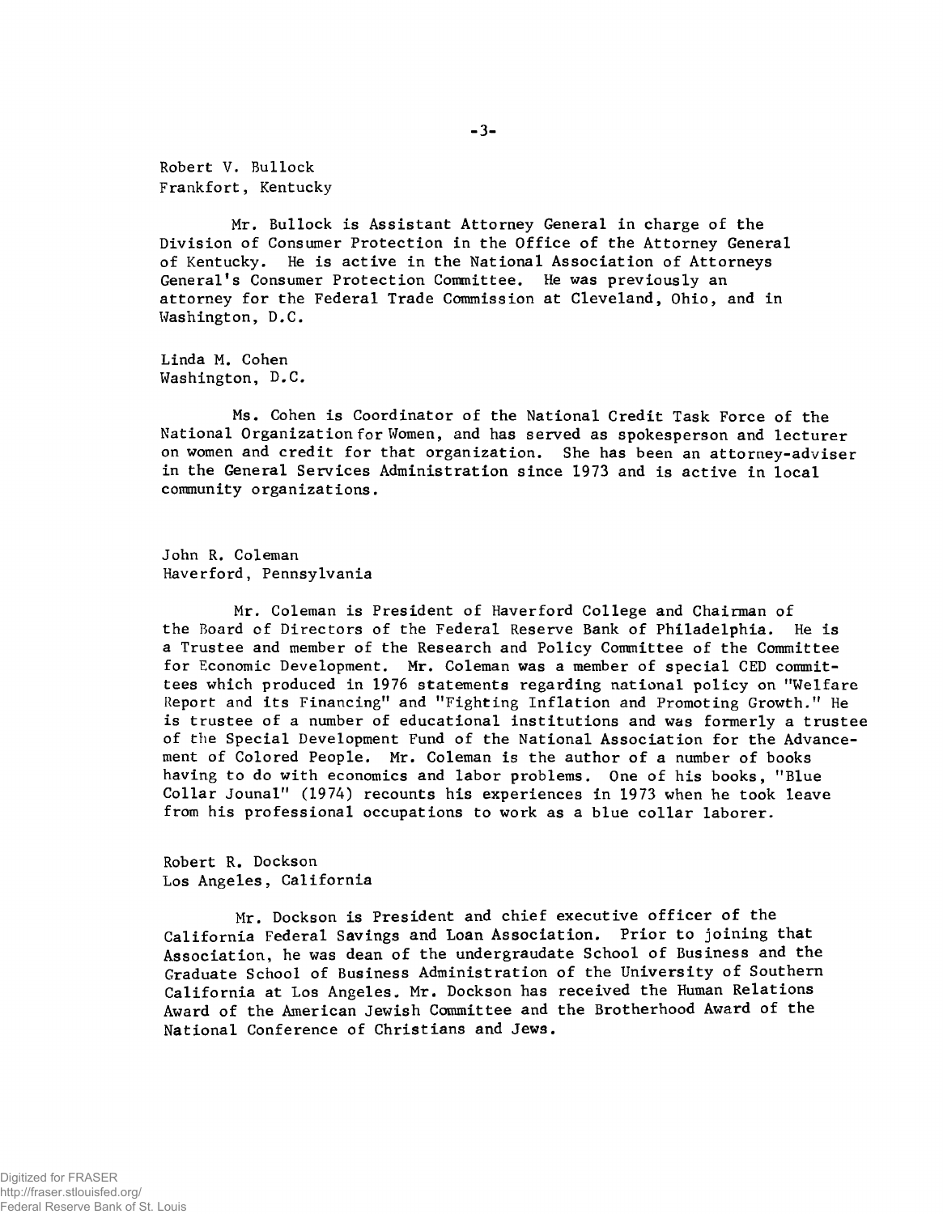Robert V. Bullock
Frankfort, Kentucky

Mr. Bullock is Assistant Attorney General in charge of the Division of Consumer Protection in the Office of the Attorney General of Kentucky. He is active in the National Association of Attorneys General's Consumer Protection Committee. He was previously an attorney for the Federal Trade Commission at Cleveland, Ohio, and in Washington, D.C.

Linda M. Cohen
Washington, D.C.

Ms. Cohen is Coordinator of the National Credit Task Force of the National Organization for Women, and has served as spokesperson and lecturer on women and credit for that organization. She has been an attorney-adviser in the General Services Administration since 1973 and is active in local community organizations.

John R. Coleman
Haverford, Pennsylvania

Mr. Coleman is President of Haverford College and Chairman of the Board of Directors of the Federal Reserve Bank of Philadelphia. He is a Trustee and member of the Research and Policy Committee of the Committee for Economic Development. Mr. Coleman was a member of special CED committees which produced in 1976 statements regarding national policy on "Welfare Report and its Financing" and "Fighting Inflation and Promoting Growth." He is trustee of a number of educational institutions and was formerly a trustee of the Special Development Fund of the National Association for the Advancement of Colored People. Mr. Coleman is the author of a number of books having to do with economics and labor problems. One of his books, "Blue Collar Jounal" (1974) recounts his experiences in 1973 when he took leave from his professional occupations to work as a blue collar laborer.

Robert R. Dockson
Los Angeles, California

Mr. Dockson is President and chief executive officer of the California Federal Savings and Loan Association. Prior to joining that Association, he was dean of the undergraudate School of Business and the Graduate School of Business Administration of the University of Southern California at Los Angeles. Mr. Dockson has received the Human Relations Award of the American Jewish Committee and the Brotherhood Award of the National Conference of Christians and Jews.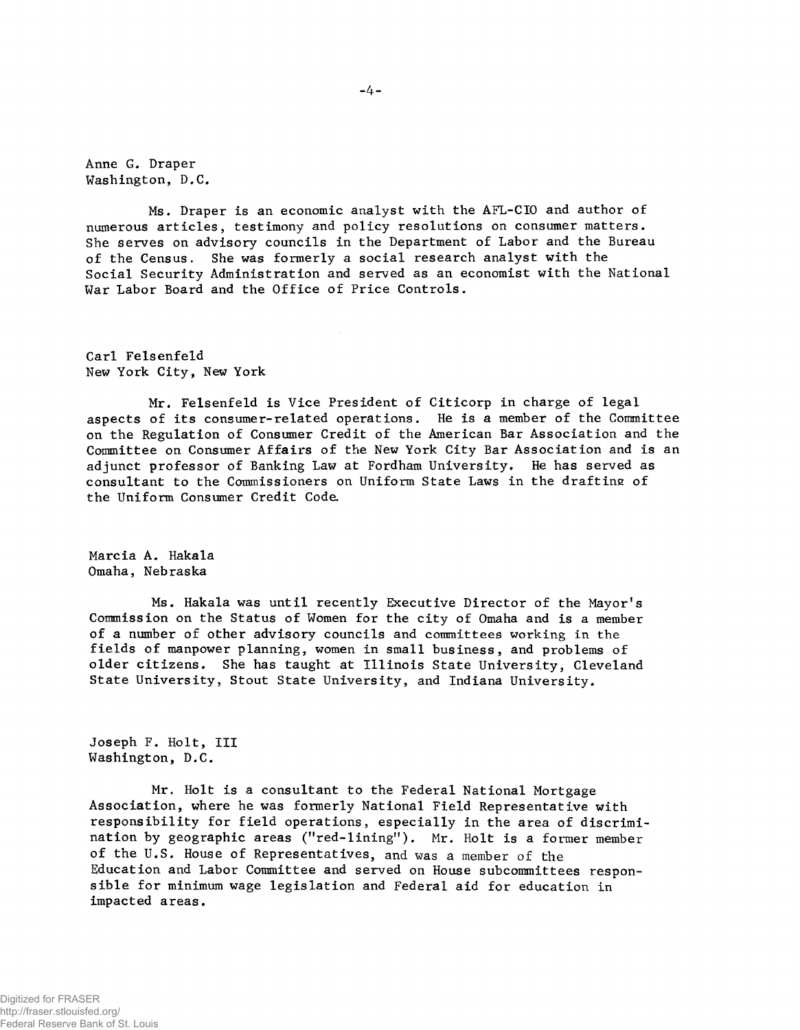Anne G. Draper
Washington, D.C.

Ms. Draper is an economic analyst with the AFL-CIO and author of numerous articles, testimony and policy resolutions on consumer matters. She serves on advisory councils in the Department of Labor and the Bureau of the Census. She was formerly a social research analyst with the Social Security Administration and served as an economist with the National War Labor Board and the Office of Price Controls.

Carl Felsenfeld
New York City, New York

Mr. Felsenfeld is Vice President of Citicorp in charge of legal aspects of its consumer-related operations. He is a member of the Committee on the Regulation of Consumer Credit of the American Bar Association and the Committee on Consumer Affairs of the New York City Bar Association and is an adjunct professor of Banking Law at Fordham University. He has served as consultant to the Commissioners on Uniform State Laws in the drafting of the Uniform Consumer Credit Code.

Marcia A. Hakala
Omaha, Nebraska

Ms. Hakala was until recently Executive Director of the Mayor's Commission on the Status of Women for the city of Omaha and is a member of a number of other advisory councils and committees working in the fields of manpower planning, women in small business, and problems of older citizens. She has taught at Illinois State University, Cleveland State University, Stout State University, and Indiana University.

Joseph F. Holt, III
Washington, D.C.

Mr. Holt is a consultant to the Federal National Mortgage Association, where he was formerly National Field Representative with responsibility for field operations, especially in the area of discrimination by geographic areas ("red-lining"). Mr. Holt is a former member of the U.S. House of Representatives, and was a member of the Education and Labor Committee and served on House subcommittees responsible for minimum wage legislation and Federal aid for education in impacted areas.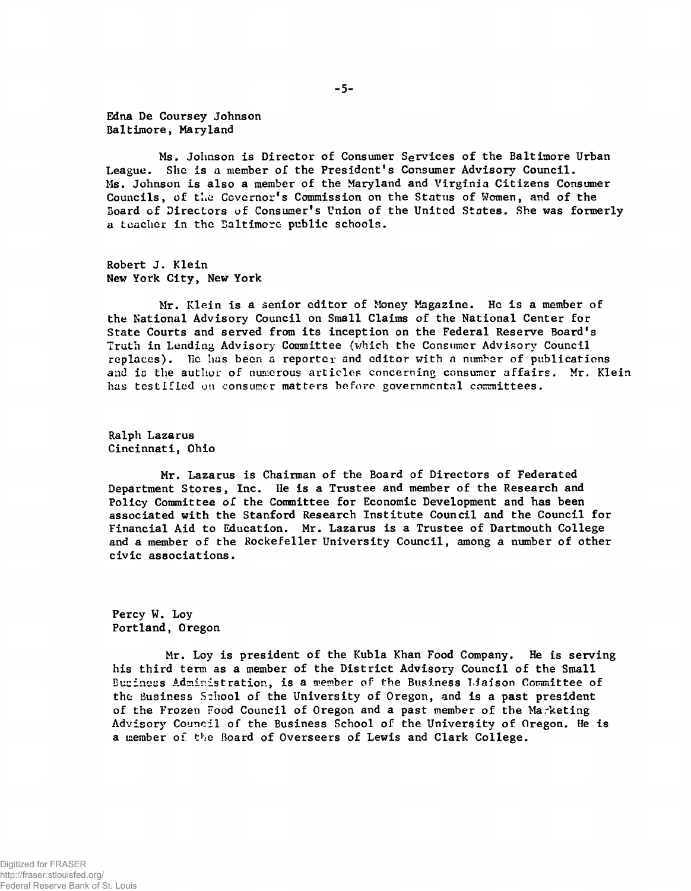Edna De Coursey Johnson
Baltimore, Maryland

Ms. Johnson is Director of Consumer Services of the Baltimore Urban League. She is a member of the President's Consumer Advisory Council. Ms. Johnson is also a member of the Maryland and Virginia Citizens Consumer Councils, of the Governor's Commission on the Status of Women, and of the Board of Directors of Consumer's Union of the United States. She was formerly a teacher in the Baltimore public schools.

Robert J. Klein
New York City, New York

Mr. Klein is a senior editor of Money Magazine. He is a member of the National Advisory Council on Small Claims of the National Center for State Courts and served from its inception on the Federal Reserve Board's Truth in Lending Advisory Committee (which the Consumer Advisory Council replaces). He has been a reporter and editor with a number of publications and is the author of numerous articles concerning consumer affairs. Mr. Klein has testified on consumer matters before governmental committees.

Ralph Lazarus
Cincinnati, Ohio

Mr. Lazarus is Chairman of the Board of Directors of Federated Department Stores, Inc. He is a Trustee and member of the Research and Policy Committee of the Committee for Economic Development and has been associated with the Stanford Research Institute Council and the Council for Financial Aid to Education. Mr. Lazarus is a Trustee of Dartmouth College and a member of the Rockefeller University Council, among a number of other civic associations.

Percy W. Loy
Portland, Oregon

Mr. Loy is president of the Kubla Khan Food Company. He is serving his third term as a member of the District Advisory Council of the Small Business Administration, is a member of the Business Liaison Committee of the Business School of the University of Oregon, and is a past president of the Frozen Food Council of Oregon and a past member of the Marketing Advisory Council of the Business School of the University of Oregon. He is a member of the Board of Overseers of Lewis and Clark College.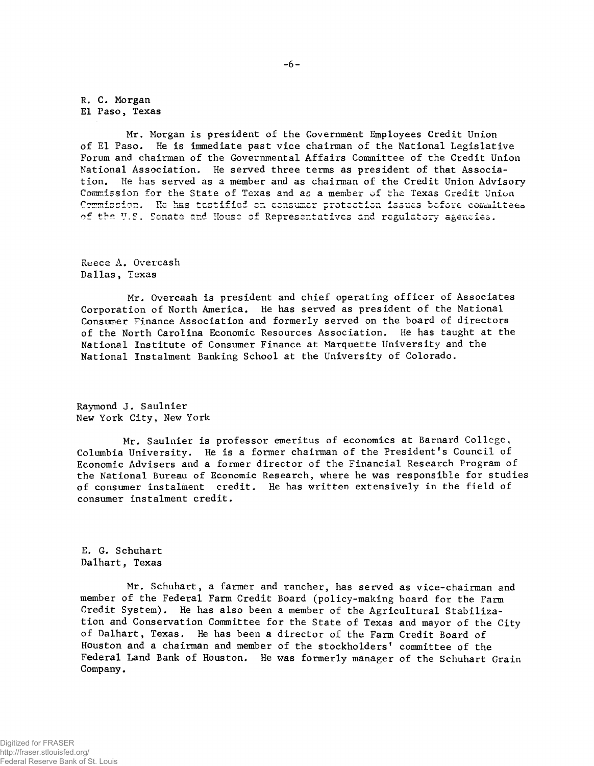R. C. Morgan
El Paso, Texas

Mr. Morgan is president of the Government Employees Credit Union of El Paso. He is immediate past vice chairman of the National Legislative Forum and chairman of the Governmental Affairs Committee of the Credit Union National Association. He served three terms as president of that Association. He has served as a member and as chairman of the Credit Union Advisory Commission for the State of Texas and as a member of the Texas Credit Union Commission. He has testified on consumer protection issues before committees of the U.S. Senate and House of Representatives and regulatory agencies.

Reece A. Overcash
Dallas, Texas

Mr. Overcash is president and chief operating officer of Associates Corporation of North America. He has served as president of the National Consumer Finance Association and formerly served on the board of directors of the North Carolina Economic Resources Association. He has taught at the National Institute of Consumer Finance at Marquette University and the National Instalment Banking School at the University of Colorado.

Raymond J. Saulnier
New York City, New York

Mr. Saulnier is professor emeritus of economics at Barnard College, Columbia University. He is a former chairman of the President's Council of Economic Advisers and a former director of the Financial Research Program of the National Bureau of Economic Research, where he was responsible for studies of consumer instalment credit. He has written extensively in the field of consumer instalment credit.

E. G. Schuhart
Dalhart, Texas

Mr. Schuhart, a farmer and rancher, has served as vice-chairman and member of the Federal Farm Credit Board (policy-making board for the Farm Credit System). He has also been a member of the Agricultural Stabilization and Conservation Committee for the State of Texas and mayor of the City of Dalhart, Texas. He has been a director of the Farm Credit Board of Houston and a chairman and member of the stockholders' committee of the Federal Land Bank of Houston. He was formerly manager of the Schuhart Grain Company.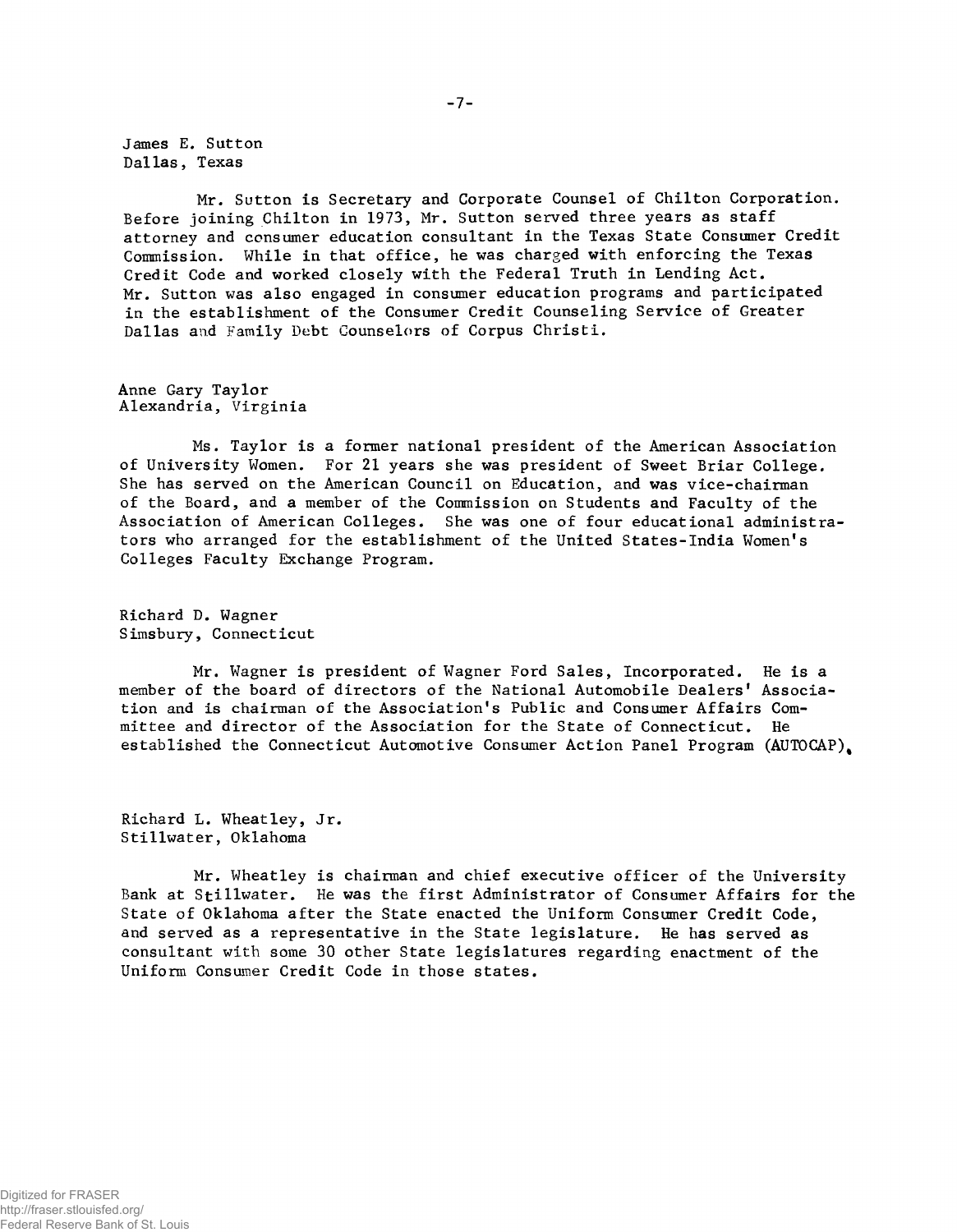James E. Sutton
Dallas, Texas

Mr. Sutton is Secretary and Corporate Counsel of Chilton Corporation. Before joining Chilton in 1973, Mr. Sutton served three years as staff attorney and consumer education consultant in the Texas State Consumer Credit Commission. While in that office, he was charged with enforcing the Texas Credit Code and worked closely with the Federal Truth in Lending Act. Mr. Sutton was also engaged in consumer education programs and participated in the establishment of the Consumer Credit Counseling Service of Greater Dallas and Family Debt Counselors of Corpus Christi.

Anne Gary Taylor
Alexandria, Virginia

Ms. Taylor is a former national president of the American Association of University Women. For 21 years she was president of Sweet Briar College. She has served on the American Council on Education, and was vice-chairman of the Board, and a member of the Commission on Students and Faculty of the Association of American Colleges. She was one of four educational administrators who arranged for the establishment of the United States-India Women's Colleges Faculty Exchange Program.

Richard D. Wagner
Simsbury, Connecticut

Mr. Wagner is president of Wagner Ford Sales, Incorporated. He is a member of the board of directors of the National Automobile Dealers' Association and is chairman of the Association's Public and Consumer Affairs Committee and director of the Association for the State of Connecticut. He established the Connecticut Automotive Consumer Action Panel Program (AUTOCAP).

Richard L. Wheatley, Jr.
Stillwater, Oklahoma

Mr. Wheatley is chairman and chief executive officer of the University Bank at Stillwater. He was the first Administrator of Consumer Affairs for the State of Oklahoma after the State enacted the Uniform Consumer Credit Code, and served as a representative in the State legislature. He has served as consultant with some 30 other State legislatures regarding enactment of the Uniform Consumer Credit Code in those states.